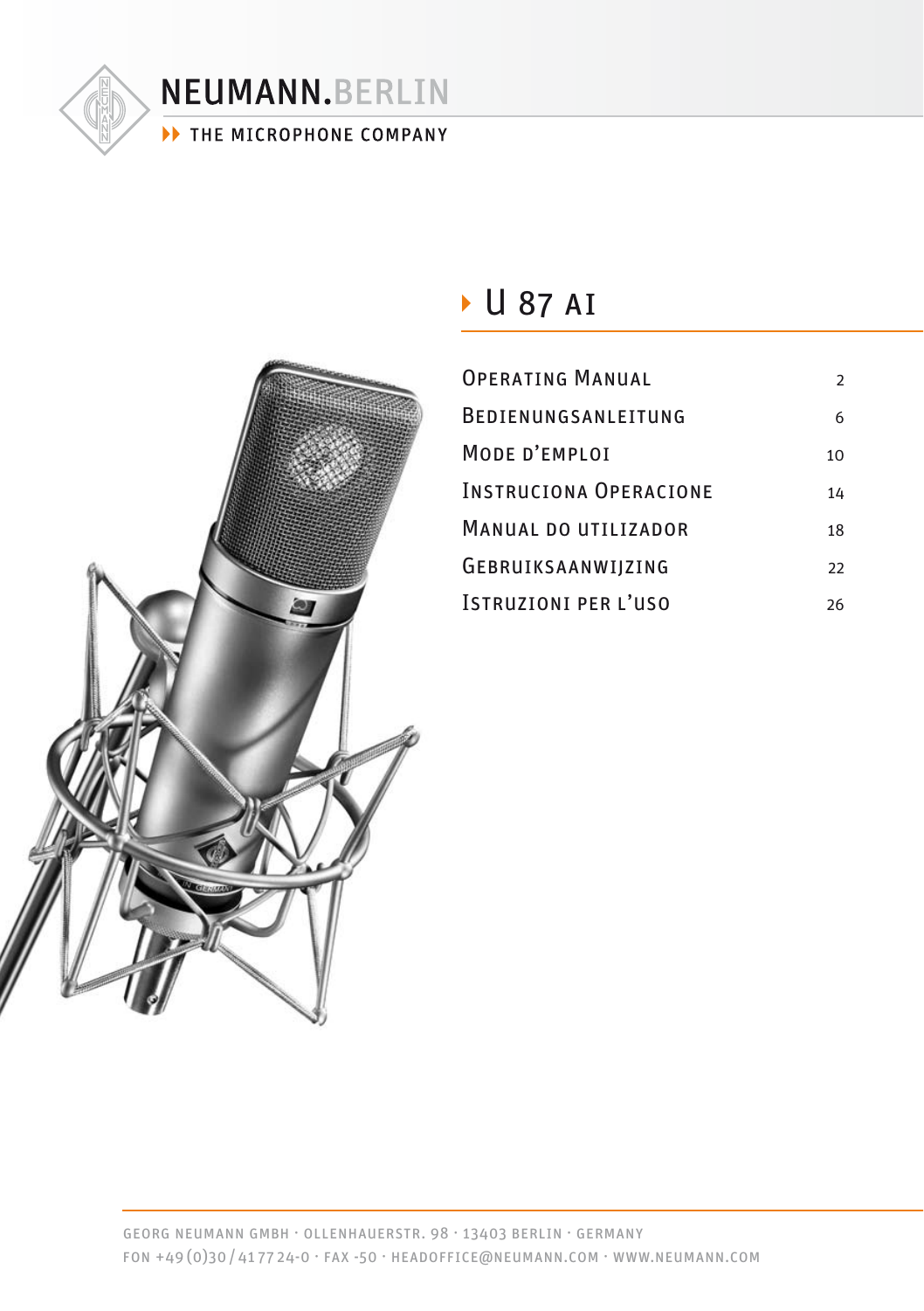NEUMANN.BERLIN

THE MICROPHONE COMPANY

# U 87 AI

| | |
|---|---|
| Operating Manual | 2 |
| Bedienungsanleitung | 6 |
| Mode d'emploi | 10 |
| Instruciona Operacione | 14 |
| Manual do utilizador | 18 |
| Gebruiksaanwijzing | 22 |
| Istruzioni per l'uso | 26 |

GEORG NEUMANN GMBH · OLLENHAUERSTR. 98 · 13403 BERLIN · GERMANY
FON +49 (0)30 / 41 77 24-0 · FAX -50 · HEADOFFICE@NEUMANN.COM · WWW.NEUMANN.COM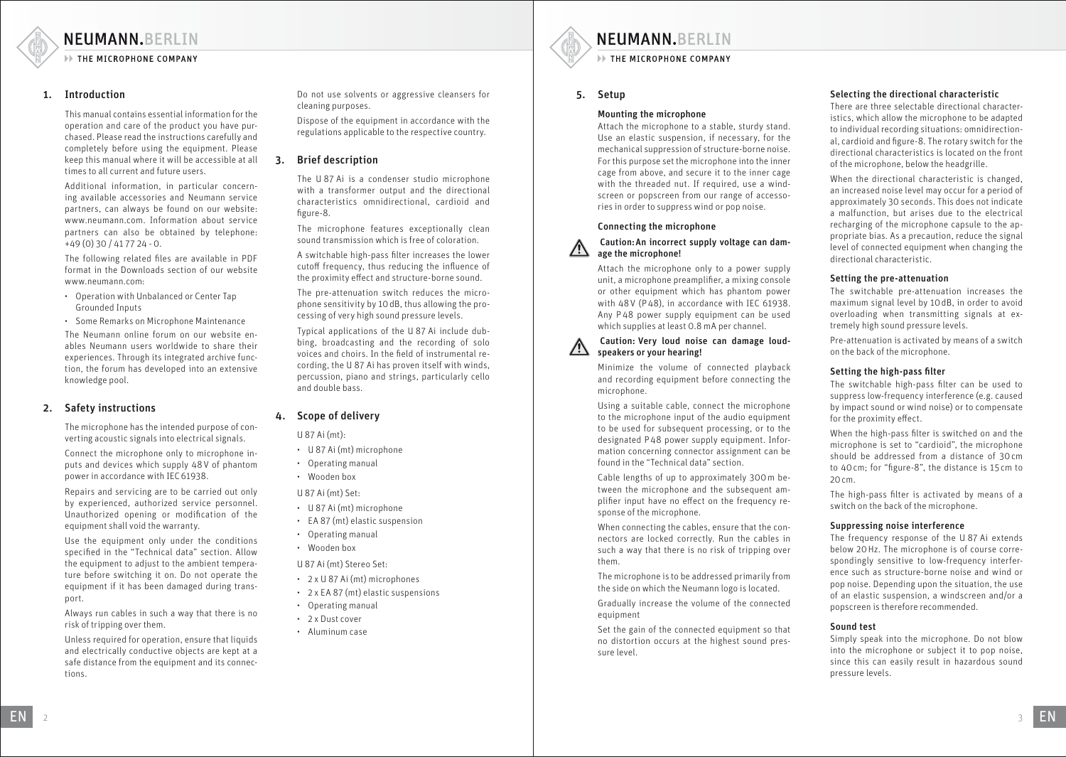## 1. Introduction

This manual contains essential information for the operation and care of the product you have purchased. Please read the instructions carefully and completely before using the equipment. Please keep this manual where it will be accessible at all times to all current and future users.

Additional information, in particular concerning available accessories and Neumann service partners, can always be found on our website: www.neumann.com. Information about service partners can also be obtained by telephone: +49 (0) 30 / 41 77 24 - 0.

The following related files are available in PDF format in the Downloads section of our website www.neumann.com:

- Operation with Unbalanced or Center Tap Grounded Inputs
- Some Remarks on Microphone Maintenance

The Neumann online forum on our website enables Neumann users worldwide to share their experiences. Through its integrated archive function, the forum has developed into an extensive knowledge pool.

## 2. Safety instructions

The microphone has the intended purpose of converting acoustic signals into electrical signals.

Connect the microphone only to microphone inputs and devices which supply 48 V of phantom power in accordance with IEC 61938.

Repairs and servicing are to be carried out only by experienced, authorized service personnel. Unauthorized opening or modification of the equipment shall void the warranty.

Use the equipment only under the conditions specified in the "Technical data" section. Allow the equipment to adjust to the ambient temperature before switching it on. Do not operate the equipment if it has been damaged during transport.

Always run cables in such a way that there is no risk of tripping over them.

Unless required for operation, ensure that liquids and electrically conductive objects are kept at a safe distance from the equipment and its connections.

Do not use solvents or aggressive cleansers for cleaning purposes.

Dispose of the equipment in accordance with the regulations applicable to the respective country.

## 3. Brief description

The U 87 Ai is a condenser studio microphone with a transformer output and the directional characteristics omnidirectional, cardioid and figure-8.

The microphone features exceptionally clean sound transmission which is free of coloration.

A switchable high-pass filter increases the lower cutoff frequency, thus reducing the influence of the proximity effect and structure-borne sound.

The pre-attenuation switch reduces the microphone sensitivity by 10 dB, thus allowing the processing of very high sound pressure levels.

Typical applications of the U 87 Ai include dubbing, broadcasting and the recording of solo voices and choirs. In the field of instrumental recording, the U 87 Ai has proven itself with winds, percussion, piano and strings, particularly cello and double bass.

## 4. Scope of delivery

U 87 Ai (mt):

- U 87 Ai (mt) microphone
- Operating manual
- Wooden box

U 87 Ai (mt) Set:

- U 87 Ai (mt) microphone
- EA 87 (mt) elastic suspension
- Operating manual
- Wooden box

U 87 Ai (mt) Stereo Set:

- 2 x U 87 Ai (mt) microphones
- 2 x EA 87 (mt) elastic suspensions
- Operating manual
- 2 x Dust cover
- Aluminum case

## 5. Setup

### Mounting the microphone

Attach the microphone to a stable, sturdy stand. Use an elastic suspension, if necessary, for the mechanical suppression of structure-borne noise. For this purpose set the microphone into the inner cage from above, and secure it to the inner cage with the threaded nut. If required, use a windscreen or popscreen from our range of accessories in order to suppress wind or pop noise.

### Connecting the microphone

**Caution: An incorrect supply voltage can damage the microphone!**

Attach the microphone only to a power supply unit, a microphone preamplifier, a mixing console or other equipment which has phantom power with 48 V (P 48), in accordance with IEC 61938. Any P 48 power supply equipment can be used which supplies at least 0.8 mA per channel.

**Caution: Very loud noise can damage loudspeakers or your hearing!**

Minimize the volume of connected playback and recording equipment before connecting the microphone.

Using a suitable cable, connect the microphone to the microphone input of the audio equipment to be used for subsequent processing, or to the designated P 48 power supply equipment. Information concerning connector assignment can be found in the "Technical data" section.

Cable lengths of up to approximately 300 m between the microphone and the subsequent amplifier input have no effect on the frequency response of the microphone.

When connecting the cables, ensure that the connectors are locked correctly. Run the cables in such a way that there is no risk of tripping over them.

The microphone is to be addressed primarily from the side on which the Neumann logo is located.

Gradually increase the volume of the connected equipment

Set the gain of the connected equipment so that no distortion occurs at the highest sound pressure level.

### Selecting the directional characteristic

There are three selectable directional characteristics, which allow the microphone to be adapted to individual recording situations: omnidirectional, cardioid and figure-8. The rotary switch for the directional characteristics is located on the front of the microphone, below the headgrille.

When the directional characteristic is changed, an increased noise level may occur for a period of approximately 30 seconds. This does not indicate a malfunction, but arises due to the electrical recharging of the microphone capsule to the appropriate bias. As a precaution, reduce the signal level of connected equipment when changing the directional characteristic.

### Setting the pre-attenuation

The switchable pre-attenuation increases the maximum signal level by 10 dB, in order to avoid overloading when transmitting signals at extremely high sound pressure levels.

Pre-attenuation is activated by means of a switch on the back of the microphone.

### Setting the high-pass filter

The switchable high-pass filter can be used to suppress low-frequency interference (e.g. caused by impact sound or wind noise) or to compensate for the proximity effect.

When the high-pass filter is switched on and the microphone is set to "cardioid", the microphone should be addressed from a distance of 30 cm to 40 cm; for "figure-8", the distance is 15 cm to 20 cm.

The high-pass filter is activated by means of a switch on the back of the microphone.

### Suppressing noise interference

The frequency response of the U 87 Ai extends below 20 Hz. The microphone is of course correspondingly sensitive to low-frequency interference such as structure-borne noise and wind or pop noise. Depending upon the situation, the use of an elastic suspension, a windscreen and/or a popscreen is therefore recommended.

### Sound test

Simply speak into the microphone. Do not blow into the microphone or subject it to pop noise, since this can easily result in hazardous sound pressure levels.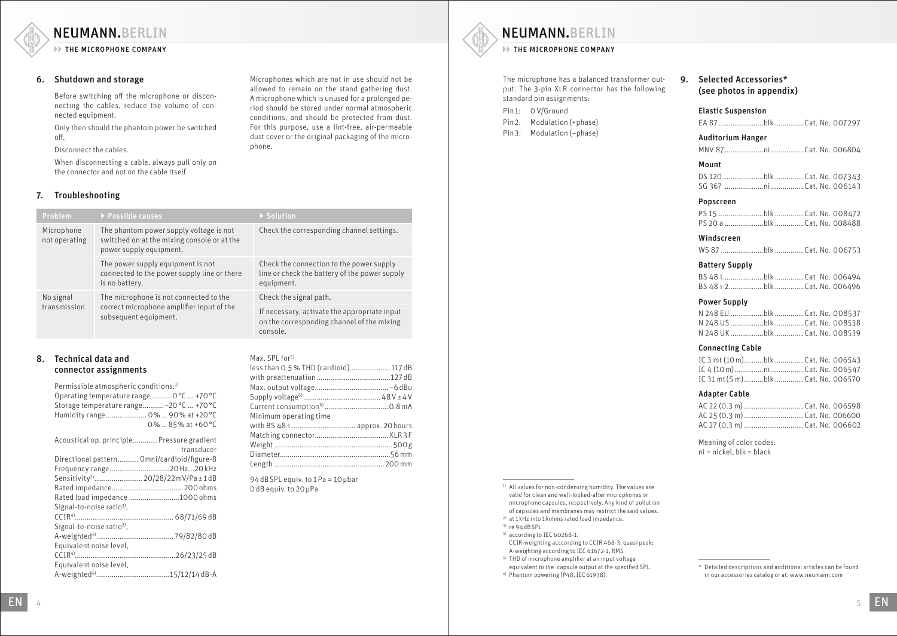## 6. Shutdown and storage

Before switching off the microphone or disconnecting the cables, reduce the volume of connected equipment.

Only then should the phantom power be switched off.

Disconnect the cables.

When disconnecting a cable, always pull only on the connector and not on the cable itself.

Microphones which are not in use should not be allowed to remain on the stand gathering dust. A microphone which is unused for a prolonged period should be stored under normal atmospheric conditions, and should be protected from dust. For this purpose, use a lint-free, air-permeable dust cover or the original packaging of the microphone.

## 7. Troubleshooting

| Problem | ▶ Possible causes | ▶ Solution |
|---|---|---|
| Microphone not operating | The phantom power supply voltage is not switched on at the mixing console or at the power supply equipment. | Check the corresponding channel settings. |
| | The power supply equipment is not connected to the power supply line or there is no battery. | Check the connection to the power supply line or check the battery of the power supply equipment. |
| No signal transmission | The microphone is not connected to the correct microphone amplifier input of the subsequent equipment. | Check the signal path. |
| | | If necessary, activate the appropriate input on the corresponding channel of the mixing console. |

## 8. Technical data and connector assignments

Permissible atmospheric conditions:[1]
Operating temperature range ........... 0 °C ... +70 °C
Storage temperature range ........... –20 °C ... +70 °C
Humidity range ..................... 0 % ... 90 % at +20 °C
0 % ... 85 % at +60 °C

Acoustical op. principle ............. Pressure gradient transducer
Directional pattern ........... Omni/cardioid/figure-8
Frequency range ............................... 20 Hz...20 kHz
Sensitivity[2] ......................... 20/28/22 mV/Pa ± 1 dB
Rated impedance ...................................... 200 ohms
Rated load impedance .......................... 1000 ohms
Signal-to-noise ratio[3], CCIR[4] ................................................ 68/71/69 dB
Signal-to-noise ratio[3], A-weighted[4] ........................................ 79/82/80 dB
Equivalent noise level, CCIR[4] .................................................. 26/23/25 dB
Equivalent noise level, A-weighted[4] ..................................... 15/12/14 dB-A

Max. SPL for[5]
less than 0.5 % THD (cardioid) .................... 117 dB
with preattenuation ....................................... 127 dB
Max. output voltage ...................................... –6 dBu
Supply voltage[6] ........................................ 48 V ± 4 V
Current consumption[6] ................................ 0.8 mA
Minimum operating time with BS 48 i ................................ approx. 20 hours
Matching connector ...................................... XLR 3 F
Weight ............................................................. 500 g
Diameter .......................................................... 56 mm
Length ........................................................... 200 mm

94 dB SPL equiv. to 1 Pa = 10 µbar
0 dB equiv. to 20 µPa

The microphone has a balanced transformer output. The 3-pin XLR connector has the following standard pin assignments:

Pin 1: 0 V/Ground
Pin 2: Modulation (+phase)
Pin 3: Modulation (–phase)

[1] All values for non-condensing humidity. The values are valid for clean and well-looked-after microphones or microphone capsules, respectively. Any kind of pollution of capsules and membranes may restrict the said values.
[2] at 1 kHz into 1 kohms rated load impedance.
[3] re 94 dB SPL
[4] according to IEC 60268-1; CCIR-weighting acccording to CCIR 468-3, quasi peak; A-weighting according to IEC 61672-1, RMS
[5] THD of microphone amplifier at an input voltage equivalent to the capsule output at the specified SPL.
[6] Phantom powering (P48, IEC 61938).

## 9. Selected Accessories* (see photos in appendix)

### Elastic Suspension
EA 87 ....................... blk ............... Cat. No. 007297

### Auditorium Hanger
MNV 87 .................... ni ................. Cat. No. 006804

### Mount
DS 120 ..................... blk ............... Cat. No. 007343
SG 367 .................... ni ................. Cat. No. 006143

### Popscreen
PS 15 ........................ blk ............... Cat. No. 008472
PS 20 a .................... blk ............... Cat. No. 008488

### Windscreen
WS 87 ...................... blk ............... Cat. No. 006753

### Battery Supply
BS 48 i ..................... blk ............... Cat No. 006494
BS 48 i-2 .................. blk ............... Cat. No. 006496

### Power Supply
N 248 EU ................. blk ............... Cat. No. 008537
N 248 US ................. blk ............... Cat. No. 008538
N 248 UK ................. blk ............... Cat. No. 008539

### Connecting Cable
IC 3 mt (10 m) .......... blk ............... Cat. No. 006543
IC 4 (10 m) ................ ni ................. Cat. No. 006547
IC 31 mt (5 m) .......... blk ............... Cat. No. 006570

### Adapter Cable
AC 22 (0.3 m) ............................... Cat. No. 006598
AC 25 (0.3 m) ............................... Cat. No. 006600
AC 27 (0.3 m) ............................... Cat. No. 006602

Meaning of color codes:
ni = nickel, blk = black

* Detailed descriptions and additional articles can be found in our accessories catalog or at: www.neumann.com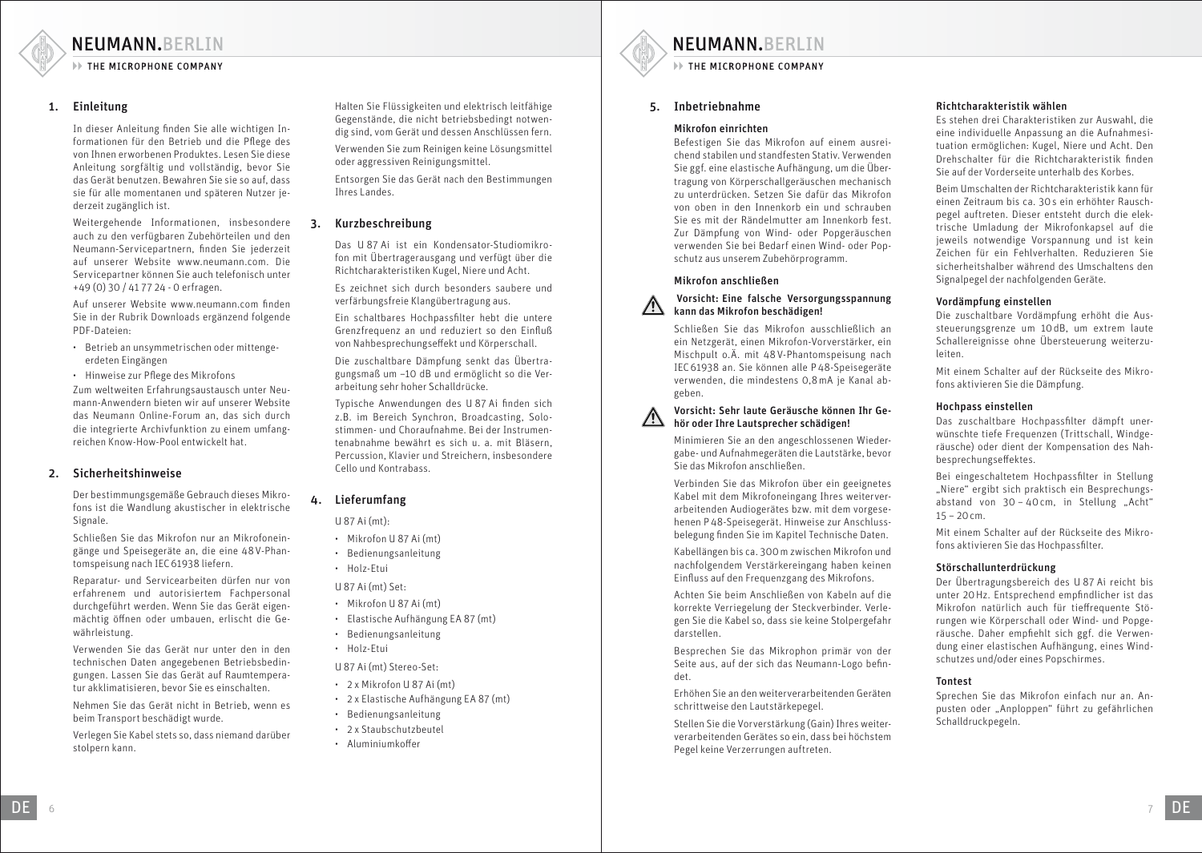## 1. Einleitung

In dieser Anleitung finden Sie alle wichtigen Informationen für den Betrieb und die Pflege des von Ihnen erworbenen Produktes. Lesen Sie diese Anleitung sorgfältig und vollständig, bevor Sie das Gerät benutzen. Bewahren Sie sie so auf, dass sie für alle momentanen und späteren Nutzer jederzeit zugänglich ist.

Weitergehende Informationen, insbesondere auch zu den verfügbaren Zubehörteilen und den Neumann-Servicepartnern, finden Sie jederzeit auf unserer Website www.neumann.com. Die Servicepartner können Sie auch telefonisch unter +49 (0) 30 / 41 77 24 - 0 erfragen.

Auf unserer Website www.neumann.com finden Sie in der Rubrik Downloads ergänzend folgende PDF-Dateien:

- Betrieb an unsymmetrischen oder mittengeerdeten Eingängen
- Hinweise zur Pflege des Mikrofons

Zum weltweiten Erfahrungsaustausch unter Neumann-Anwendern bieten wir auf unserer Website das Neumann Online-Forum an, das sich durch die integrierte Archivfunktion zu einem umfangreichen Know-How-Pool entwickelt hat.

## 2. Sicherheitshinweise

Der bestimmungsgemäße Gebrauch dieses Mikrofons ist die Wandlung akustischer in elektrische Signale.

Schließen Sie das Mikrofon nur an Mikrofoneingänge und Speisegeräte an, die eine 48 V-Phantomspeisung nach IEC 61938 liefern.

Reparatur- und Servicearbeiten dürfen nur von erfahrenem und autorisiertem Fachpersonal durchgeführt werden. Wenn Sie das Gerät eigenmächtig öffnen oder umbauen, erlischt die Gewährleistung.

Verwenden Sie das Gerät nur unter den in den technischen Daten angegebenen Betriebsbedingungen. Lassen Sie das Gerät auf Raumtemperatur akklimatisieren, bevor Sie es einschalten.

Nehmen Sie das Gerät nicht in Betrieb, wenn es beim Transport beschädigt wurde.

Verlegen Sie Kabel stets so, dass niemand darüber stolpern kann.

Halten Sie Flüssigkeiten und elektrisch leitfähige Gegenstände, die nicht betriebsbedingt notwendig sind, vom Gerät und dessen Anschlüssen fern.

Verwenden Sie zum Reinigen keine Lösungsmittel oder aggressiven Reinigungsmittel.

Entsorgen Sie das Gerät nach den Bestimmungen Ihres Landes.

## 3. Kurzbeschreibung

Das U 87 Ai ist ein Kondensator-Studiomikrofon mit Übertragerausgang und verfügt über die Richtcharakteristiken Kugel, Niere und Acht.

Es zeichnet sich durch besonders saubere und verfärbungsfreie Klangübertragung aus.

Ein schaltbares Hochpassfilter hebt die untere Grenzfrequenz an und reduziert so den Einfluß von Nahbesprechungseffekt und Körperschall.

Die zuschaltbare Dämpfung senkt das Übertragungsmaß um –10 dB und ermöglicht so die Verarbeitung sehr hoher Schalldrücke.

Typische Anwendungen des U 87 Ai finden sich z.B. im Bereich Synchron, Broadcasting, Solostimmen- und Choraufnahme. Bei der Instrumentenabnahme bewährt es sich u. a. mit Bläsern, Percussion, Klavier und Streichern, insbesondere Cello und Kontrabass.

## 4. Lieferumfang

U 87 Ai (mt):

- Mikrofon U 87 Ai (mt)
- Bedienungsanleitung
- Holz-Etui

U 87 Ai (mt) Set:

- Mikrofon U 87 Ai (mt)
- Elastische Aufhängung EA 87 (mt)
- Bedienungsanleitung
- Holz-Etui

U 87 Ai (mt) Stereo-Set:

- 2 x Mikrofon U 87 Ai (mt)
- 2 x Elastische Aufhängung EA 87 (mt)
- Bedienungsanleitung
- 2 x Staubschutzbeutel
- Aluminiumkoffer

## 5. Inbetriebnahme

### Mikrofon einrichten

Befestigen Sie das Mikrofon auf einem ausreichend stabilen und standfesten Stativ. Verwenden Sie ggf. eine elastische Aufhängung, um die Übertragung von Körperschallgeräuschen mechanisch zu unterdrücken. Setzen Sie dafür das Mikrofon von oben in den Innenkorb ein und schrauben Sie es mit der Rändelmutter am Innenkorb fest. Zur Dämpfung von Wind- oder Popgeräuschen verwenden Sie bei Bedarf einen Wind- oder Popschutz aus unserem Zubehörprogramm.

### Mikrofon anschließen

⚠ **Vorsicht: Eine falsche Versorgungsspannung kann das Mikrofon beschädigen!**

Schließen Sie das Mikrofon ausschließlich an ein Netzgerät, einen Mikrofon-Vorverstärker, ein Mischpult o.Ä. mit 48 V-Phantomspeisung nach IEC 61938 an. Sie können alle P 48-Speisegeräte verwenden, die mindestens 0,8 mA je Kanal abgeben.

⚠ **Vorsicht: Sehr laute Geräusche können Ihr Gehör oder Ihre Lautsprecher schädigen!**

Minimieren Sie an den angeschlossenen Wiedergabe- und Aufnahmegeräten die Lautstärke, bevor Sie das Mikrofon anschließen.

Verbinden Sie das Mikrofon über ein geeignetes Kabel mit dem Mikrofoneingang Ihres weiterverarbeitenden Audiogerätes bzw. mit dem vorgesehenen P 48-Speisegerät. Hinweise zur Anschlussbelegung finden Sie im Kapitel Technische Daten.

Kabellängen bis ca. 300 m zwischen Mikrofon und nachfolgendem Verstärkereingang haben keinen Einfluss auf den Frequenzgang des Mikrofons.

Achten Sie beim Anschließen von Kabeln auf die korrekte Verriegelung der Steckverbinder. Verlegen Sie die Kabel so, dass sie keine Stolpergefahr darstellen.

Besprechen Sie das Mikrophon primär von der Seite aus, auf der sich das Neumann-Logo befindet.

Erhöhen Sie an den weiterverarbeitenden Geräten schrittweise den Lautstärkepegel.

Stellen Sie die Vorverstärkung (Gain) Ihres weiterverarbeitenden Gerätes so ein, dass bei höchstem Pegel keine Verzerrungen auftreten.

### Richtcharakteristik wählen

Es stehen drei Charakteristiken zur Auswahl, die eine individuelle Anpassung an die Aufnahmesituation ermöglichen: Kugel, Niere und Acht. Den Drehschalter für die Richtcharakteristik finden Sie auf der Vorderseite unterhalb des Korbes.

Beim Umschalten der Richtcharakteristik kann für einen Zeitraum bis ca. 30 s ein erhöhter Rauschpegel auftreten. Dieser entsteht durch die elektrische Umladung der Mikrofonkapsel auf die jeweils notwendige Vorspannung und ist kein Zeichen für ein Fehlverhalten. Reduzieren Sie sicherheitshalber während des Umschaltens den Signalpegel der nachfolgenden Geräte.

### Vordämpfung einstellen

Die zuschaltbare Vordämpfung erhöht die Aussteuerungsgrenze um 10 dB, um extrem laute Schallereignisse ohne Übersteuerung weiterzuleiten.

Mit einem Schalter auf der Rückseite des Mikrofons aktivieren Sie die Dämpfung.

### Hochpass einstellen

Das zuschaltbare Hochpassfilter dämpft unerwünschte tiefe Frequenzen (Trittschall, Windgeräusche) oder dient der Kompensation des Nahbesprechungseffektes.

Bei eingeschaltetem Hochpassfilter ergibt sich in Stellung „Niere" praktisch ein Besprechungsabstand von 30 – 40 cm, in Stellung „Acht" 15 – 20 cm.

Mit einem Schalter auf der Rückseite des Mikrofons aktivieren Sie das Hochpassfilter.

### Störschallunterdrückung

Der Übertragungsbereich des U 87 Ai reicht bis unter 20 Hz. Entsprechend empfindlicher ist das Mikrofon natürlich auch für tieffrequente Störungen wie Körperschall oder Wind- und Popgeräusche. Daher empfiehlt sich ggf. die Verwendung einer elastischen Aufhängung, eines Windschutzes und/oder eines Popschirmes.

### Tontest

Sprechen Sie das Mikrofon einfach nur an. Anpusten oder „Anploppen" führt zu gefährlichen Schalldruckpegeln.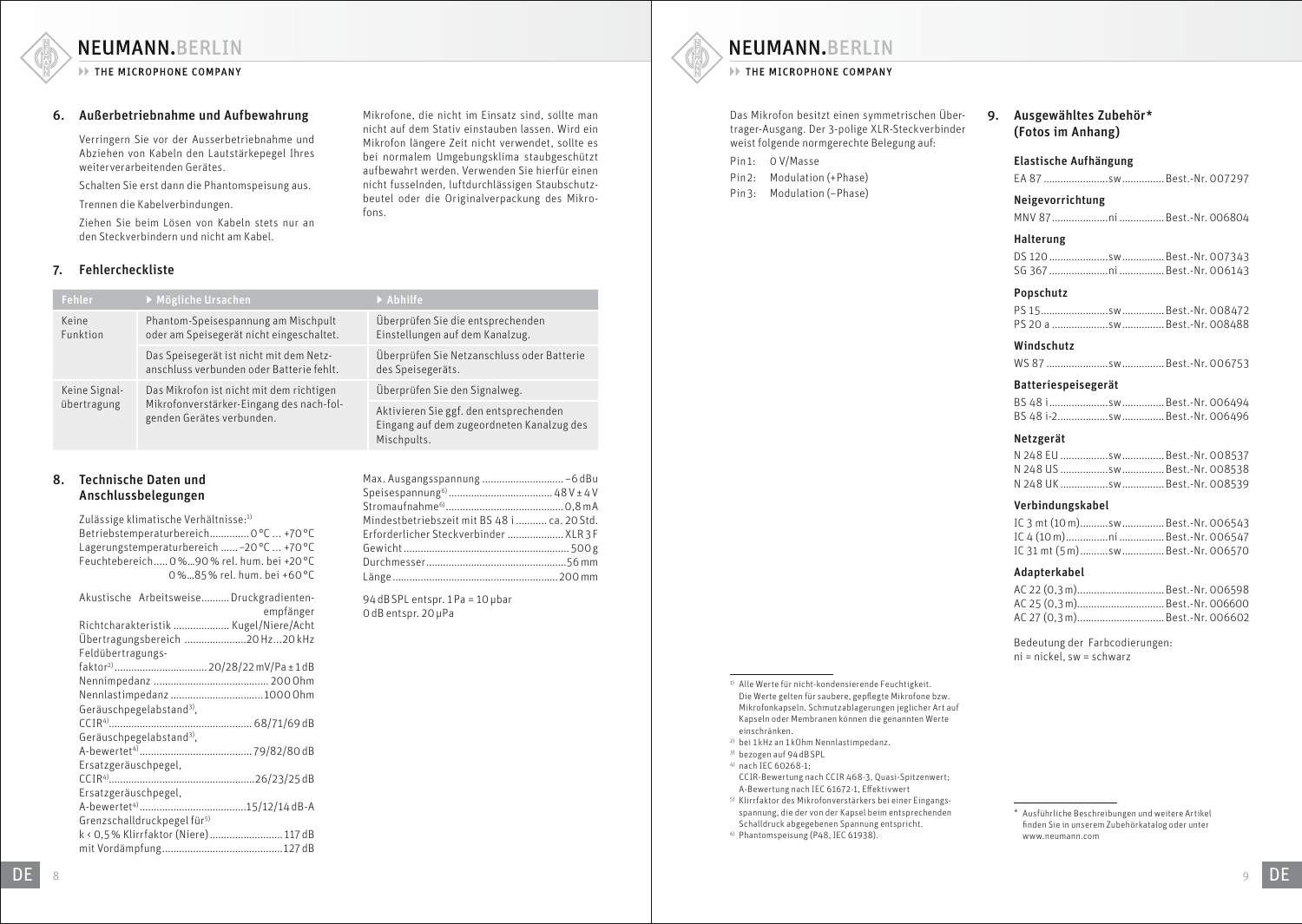## 6. Außerbetriebnahme und Aufbewahrung

Verringern Sie vor der Ausserbetriebnahme und Abziehen von Kabeln den Lautstärkepegel Ihres weiterverarbeitenden Gerätes.

Schalten Sie erst dann die Phantomspeisung aus.

Trennen die Kabelverbindungen.

Ziehen Sie beim Lösen von Kabeln stets nur an den Steckverbindern und nicht am Kabel.

Mikrofone, die nicht im Einsatz sind, sollte man nicht auf dem Stativ einstauben lassen. Wird ein Mikrofon längere Zeit nicht verwendet, sollte es bei normalem Umgebungsklima staubgeschützt aufbewahrt werden. Verwenden Sie hierfür einen nicht fusselnden, luftdurchlässigen Staubschutzbeutel oder die Originalverpackung des Mikrofons.

## 7. Fehlercheckliste

| Fehler | ▸ Mögliche Ursachen | ▸ Abhilfe |
|---|---|---|
| Keine Funktion | Phantom-Speisespannung am Mischpult oder am Speisegerät nicht eingeschaltet. | Überprüfen Sie die entsprechenden Einstellungen auf dem Kanalzug. |
| | Das Speisegerät ist nicht mit dem Netzanschluss verbunden oder Batterie fehlt. | Überprüfen Sie Netzanschluss oder Batterie des Speisegeräts. |
| Keine Signalübertragung | Das Mikrofon ist nicht mit dem richtigen Mikrofonverstärker-Eingang des nachfolgenden Gerätes verbunden. | Überprüfen Sie den Signalweg. |
| | | Aktivieren Sie ggf. den entsprechenden Eingang auf dem zugeordneten Kanalzug des Mischpults. |

## 8. Technische Daten und Anschlussbelegungen

Zulässige klimatische Verhältnisse:[1]
Betriebstemperaturbereich .............. 0 °C ... +70 °C
Lagerungstemperaturbereich ...... –20 °C ... +70 °C
Feuchtebereich ..... 0 %...90 % rel. hum. bei +20 °C
0 %...85 % rel. hum. bei +60 °C

Akustische Arbeitsweise .......... Druckgradientenempfänger
Richtcharakteristik .................... Kugel/Niere/Acht
Übertragungsbereich ......................20 Hz...20 kHz
Feldübertragungsfaktor[2] ................................ 20/28/22 mV/Pa ± 1 dB
Nennimpedanz ......................................... 200 Ohm
Nennlastimpedanz ................................. 1000 Ohm
Geräuschpegelabstand[3], CCIR[4] .................................................. 68/71/69 dB
Geräuschpegelabstand[3], A-bewertet[4] ........................................ 79/82/80 dB
Ersatzgeräuschpegel, CCIR[4] ...................................................26/23/25 dB
Ersatzgeräuschpegel, A-bewertet[4] .....................................15/12/14 dB-A
Grenzschalldruckpegel für[5]
k < 0,5 % Klirrfaktor (Niere) .......................... 117 dB
mit Vordämpfung ........................................... 127 dB

Max. Ausgangsspannung ............................. –6 dBu
Speisespannung[6] ..................................... 48 V ± 4 V
Stromaufnahme[6] .......................................... 0,8 mA
Mindestbetriebszeit mit BS 48 i ........... ca. 20 Std.
Erforderlicher Steckverbinder ................... XLR 3 F
Gewicht ........................................................... 500 g
Durchmesser ..................................................56 mm
Länge ........................................................... 200 mm

94 dB SPL entspr. 1 Pa = 10 µbar
0 dB entspr. 20 µPa

Das Mikrofon besitzt einen symmetrischen Übertrager-Ausgang. Der 3-polige XLR-Steckverbinder weist folgende normgerechte Belegung auf:

Pin 1: 0 V/Masse
Pin 2: Modulation (+Phase)
Pin 3: Modulation (–Phase)

[1] Alle Werte für nicht-kondensierende Feuchtigkeit. Die Werte gelten für saubere, gepflegte Mikrofone bzw. Mikrofonkapseln. Schmutzablagerungen jeglicher Art auf Kapseln oder Membranen können die genannten Werte einschränken.
[2] bei 1 kHz an 1 kOhm Nennlastimpedanz.
[3] bezogen auf 94 dB SPL
[4] nach IEC 60268-1; CCIR-Bewertung nach CCIR 468-3, Quasi-Spitzenwert; A-Bewertung nach IEC 61672-1, Effektivwert
[5] Klirrfaktor des Mikrofonverstärkers bei einer Eingangsspannung, die der von der Kapsel beim entsprechenden Schalldruck abgegebenen Spannung entspricht.
[6] Phantomspeisung (P48, IEC 61938).

## 9. Ausgewähltes Zubehör* (Fotos im Anhang)

**Elastische Aufhängung**
EA 87 ....................... sw ............... Best.-Nr. 007297

**Neigevorrichtung**
MNV 87 .................... ni ................ Best.-Nr. 006804

**Halterung**
DS 120 ..................... sw ............... Best.-Nr. 007343
SG 367 ..................... ni ................ Best.-Nr. 006143

**Popschutz**
PS 15 ........................ sw ............... Best.-Nr. 008472
PS 20 a .................... sw ............... Best.-Nr. 008488

**Windschutz**
WS 87 ...................... sw ............... Best.-Nr. 006753

**Batteriespeisegerät**
BS 48 i ..................... sw ............... Best.-Nr. 006494
BS 48 i-2 .................. sw ............... Best.-Nr. 006496

**Netzgerät**
N 248 EU ................. sw ............... Best.-Nr. 008537
N 248 US ................. sw ............... Best.-Nr. 008538
N 248 UK ................. sw ............... Best.-Nr. 008539

**Verbindungskabel**
IC 3 mt (10 m) .......... sw ............... Best.-Nr. 006543
IC 4 (10 m) ............... ni ................ Best.-Nr. 006547
IC 31 mt (5 m) .......... sw ............... Best.-Nr. 006570

**Adapterkabel**
AC 22 (0,3 m) ............................... Best.-Nr. 006598
AC 25 (0,3 m) ............................... Best.-Nr. 006600
AC 27 (0,3 m) ............................... Best.-Nr. 006602

Bedeutung der Farbcodierungen:
ni = nickel, sw = schwarz

\* Ausführliche Beschreibungen und weitere Artikel finden Sie in unserem Zubehörkatalog oder unter www.neumann.com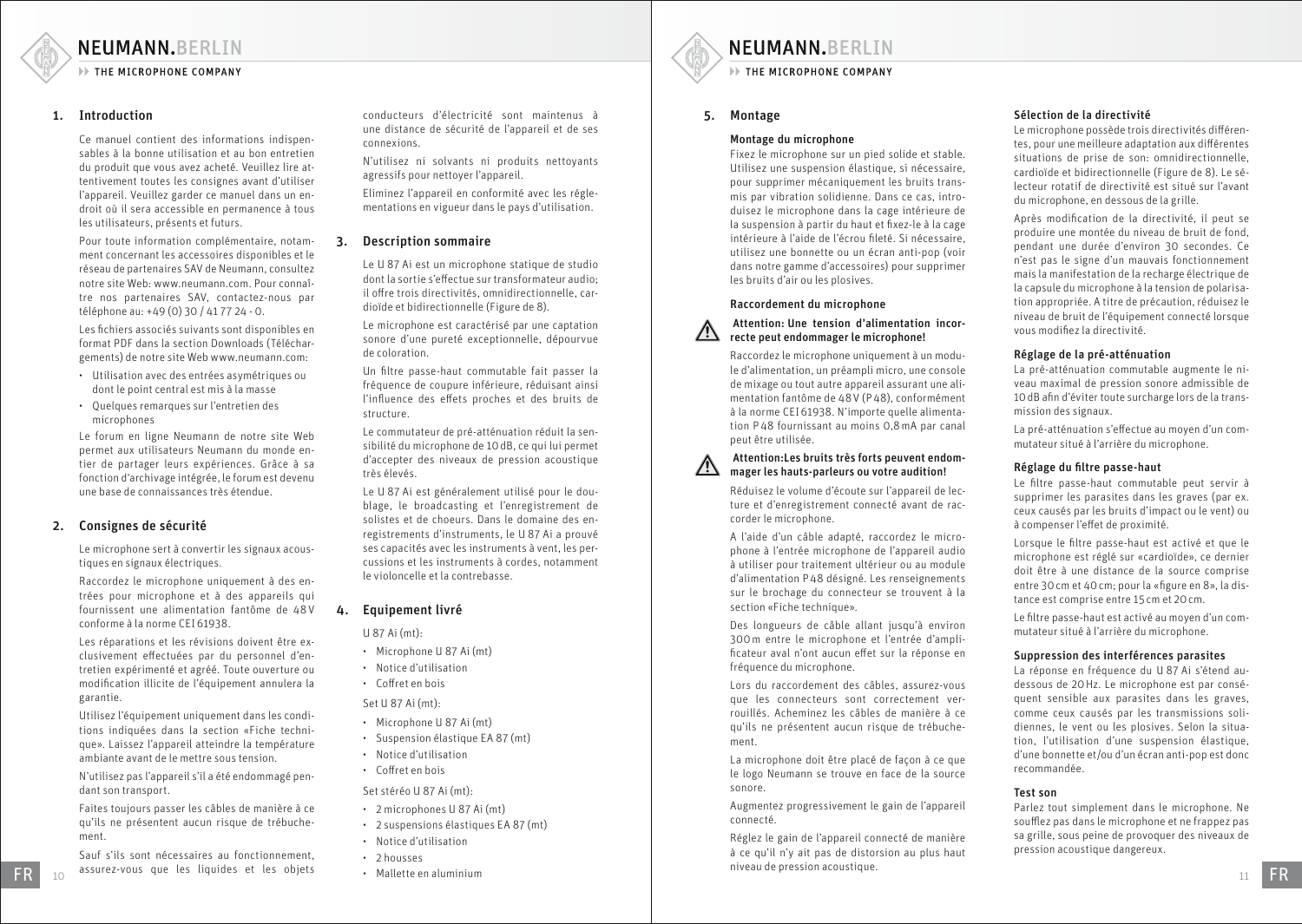## 1. Introduction

Ce manuel contient des informations indispensables à la bonne utilisation et au bon entretien du produit que vous avez acheté. Veuillez lire attentivement toutes les consignes avant d'utiliser l'appareil. Veuillez garder ce manuel dans un endroit où il sera accessible en permanence à tous les utilisateurs, présents et futurs.

Pour toute information complémentaire, notamment concernant les accessoires disponibles et le réseau de partenaires SAV de Neumann, consultez notre site Web: www.neumann.com. Pour connaître nos partenaires SAV, contactez-nous par téléphone au: +49 (0) 30 / 41 77 24 - 0.

Les fichiers associés suivants sont disponibles en format PDF dans la section Downloads (Téléchargements) de notre site Web www.neumann.com:

- Utilisation avec des entrées asymétriques ou dont le point central est mis à la masse
- Quelques remarques sur l'entretien des microphones

Le forum en ligne Neumann de notre site Web permet aux utilisateurs Neumann du monde entier de partager leurs expériences. Grâce à sa fonction d'archivage intégrée, le forum est devenu une base de connaissances très étendue.

## 2. Consignes de sécurité

Le microphone sert à convertir les signaux acoustiques en signaux électriques.

Raccordez le microphone uniquement à des entrées pour microphone et à des appareils qui fournissent une alimentation fantôme de 48 V conforme à la norme CEI 61938.

Les réparations et les révisions doivent être exclusivement effectuées par du personnel d'entretien expérimenté et agréé. Toute ouverture ou modification illicite de l'équipement annulera la garantie.

Utilisez l'équipement uniquement dans les conditions indiquées dans la section «Fiche technique». Laissez l'appareil atteindre la température ambiante avant de le mettre sous tension.

N'utilisez pas l'appareil s'il a été endommagé pendant son transport.

Faites toujours passer les câbles de manière à ce qu'ils ne présentent aucun risque de trébuchement.

Sauf s'ils sont nécessaires au fonctionnement, assurez-vous que les liquides et les objets conducteurs d'électricité sont maintenus à une distance de sécurité de l'appareil et de ses connexions.

N'utilisez ni solvants ni produits nettoyants agressifs pour nettoyer l'appareil.

Eliminez l'appareil en conformité avec les réglementations en vigueur dans le pays d'utilisation.

## 3. Description sommaire

Le U 87 Ai est un microphone statique de studio dont la sortie s'effectue sur transformateur audio; il offre trois directivités, omnidirectionnelle, cardioïde et bidirectionnelle (Figure de 8).

Le microphone est caractérisé par une captation sonore d'une pureté exceptionnelle, dépourvue de coloration.

Un filtre passe-haut commutable fait passer la fréquence de coupure inférieure, réduisant ainsi l'influence des effets proches et des bruits de structure.

Le commutateur de pré-atténuation réduit la sensibilité du microphone de 10 dB, ce qui lui permet d'accepter des niveaux de pression acoustique très élevés.

Le U 87 Ai est généralement utilisé pour le doublage, le broadcasting et l'enregistrement de solistes et de choeurs. Dans le domaine des enregistrements d'instruments, le U 87 Ai a prouvé ses capacités avec les instruments à vent, les percussions et les instruments à cordes, notamment le violoncelle et la contrebasse.

## 4. Equipement livré

U 87 Ai (mt):

- Microphone U 87 Ai (mt)
- Notice d'utilisation
- Coffret en bois

Set U 87 Ai (mt):

- Microphone U 87 Ai (mt)
- Suspension élastique EA 87 (mt)
- Notice d'utilisation
- Coffret en bois

Set stéréo U 87 Ai (mt):

- 2 microphones U 87 Ai (mt)
- 2 suspensions élastiques EA 87 (mt)
- Notice d'utilisation
- 2 housses
- Mallette en aluminium

## 5. Montage

### Montage du microphone

Fixez le microphone sur un pied solide et stable. Utilisez une suspension élastique, si nécessaire, pour supprimer mécaniquement les bruits transmis par vibration solidienne. Dans ce cas, introduisez le microphone dans la cage intérieure de la suspension à partir du haut et fixez-le à la cage intérieure à l'aide de l'écrou fileté. Si nécessaire, utilisez une bonnette ou un écran anti-pop (voir dans notre gamme d'accessoires) pour supprimer les bruits d'air ou les plosives.

### Raccordement du microphone

**⚠ Attention: Une tension d'alimentation incorrecte peut endommager le microphone!**

Raccordez le microphone uniquement à un module d'alimentation, un préampli micro, une console de mixage ou tout autre appareil assurant une alimentation fantôme de 48 V (P48), conformément à la norme CEI 61938. N'importe quelle alimentation P48 fournissant au moins 0,8 mA par canal peut être utilisée.

**⚠ Attention:Les bruits très forts peuvent endommager les hauts-parleurs ou votre audition!**

Réduisez le volume d'écoute sur l'appareil de lecture et d'enregistrement connecté avant de raccorder le microphone.

A l'aide d'un câble adapté, raccordez le microphone à l'entrée microphone de l'appareil audio à utiliser pour traitement ultérieur ou au module d'alimentation P48 désigné. Les renseignements sur le brochage du connecteur se trouvent à la section «Fiche technique».

Des longueurs de câble allant jusqu'à environ 300 m entre le microphone et l'entrée d'amplificateur aval n'ont aucun effet sur la réponse en fréquence du microphone.

Lors du raccordement des câbles, assurez-vous que les connecteurs sont correctement verrouillés. Acheminez les câbles de manière à ce qu'ils ne présentent aucun risque de trébuchement.

La microphone doit être placé de façon à ce que le logo Neumann se trouve en face de la source sonore.

Augmentez progressivement le gain de l'appareil connecté.

Réglez le gain de l'appareil connecté de manière à ce qu'il n'y ait pas de distorsion au plus haut niveau de pression acoustique.

### Sélection de la directivité

Le microphone possède trois directivités différentes, pour une meilleure adaptation aux différentes situations de prise de son: omnidirectionnelle, cardioïde et bidirectionnelle (Figure de 8). Le sélecteur rotatif de directivité est situé sur l'avant du microphone, en dessous de la grille.

Après modification de la directivité, il peut se produire une montée du niveau de bruit de fond, pendant une durée d'environ 30 secondes. Ce n'est pas le signe d'un mauvais fonctionnement mais la manifestation de la recharge électrique de la capsule du microphone à la tension de polarisation appropriée. A titre de précaution, réduisez le niveau de bruit de l'équipement connecté lorsque vous modifiez la directivité.

### Réglage de la pré-atténuation

La pré-atténuation commutable augmente le niveau maximal de pression sonore admissible de 10 dB afin d'éviter toute surcharge lors de la transmission des signaux.

La pré-atténuation s'effectue au moyen d'un commutateur situé à l'arrière du microphone.

### Réglage du filtre passe-haut

Le filtre passe-haut commutable peut servir à supprimer les parasites dans les graves (par ex. ceux causés par les bruits d'impact ou le vent) ou à compenser l'effet de proximité.

Lorsque le filtre passe-haut est activé et que le microphone est réglé sur «cardioïde», ce dernier doit être à une distance de la source comprise entre 30 cm et 40 cm; pour la «figure en 8», la distance est comprise entre 15 cm et 20 cm.

Le filtre passe-haut est activé au moyen d'un commutateur situé à l'arrière du microphone.

### Suppression des interférences parasites

La réponse en fréquence du U 87 Ai s'étend audessous de 20 Hz. Le microphone est par conséquent sensible aux parasites dans les graves, comme ceux causés par les transmissions solidiennes, le vent ou les plosives. Selon la situation, l'utilisation d'une suspension élastique, d'une bonnette et/ou d'un écran anti-pop est donc recommandée.

### Test son

Parlez tout simplement dans le microphone. Ne soufflez pas dans le microphone et ne frappez pas sa grille, sous peine de provoquer des niveaux de pression acoustique dangereux.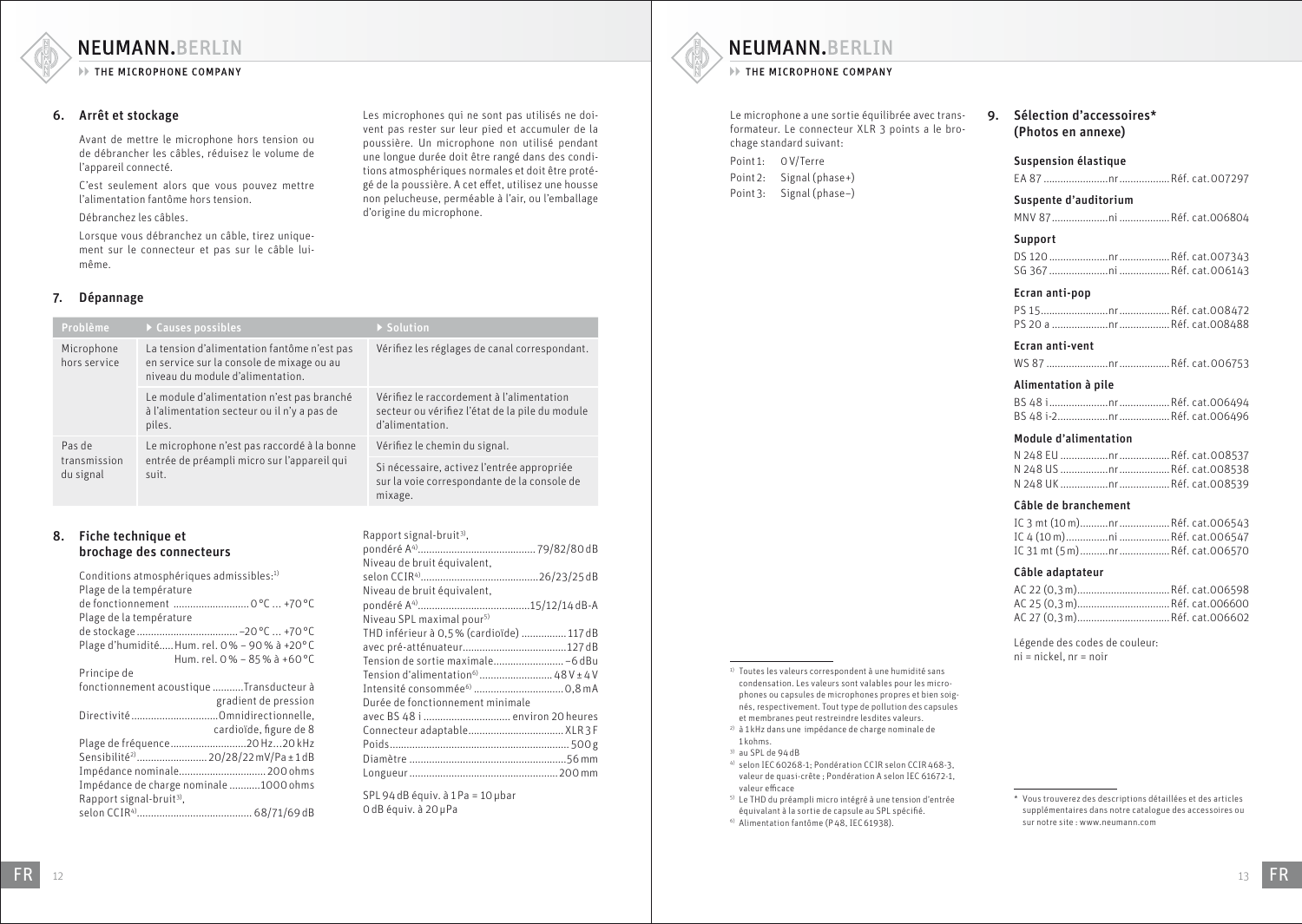## 6. Arrêt et stockage

Avant de mettre le microphone hors tension ou de débrancher les câbles, réduisez le volume de l'appareil connecté.

C'est seulement alors que vous pouvez mettre l'alimentation fantôme hors tension.

Débranchez les câbles.

Lorsque vous débranchez un câble, tirez uniquement sur le connecteur et pas sur le câble lui-même.

Les microphones qui ne sont pas utilisés ne doivent pas rester sur leur pied et accumuler de la poussière. Un microphone non utilisé pendant une longue durée doit être rangé dans des conditions atmosphériques normales et doit être protégé de la poussière. A cet effet, utilisez une housse non pelucheuse, perméable à l'air, ou l'emballage d'origine du microphone.

## 7. Dépannage

| Problème | ▶ Causes possibles | ▶ Solution |
|---|---|---|
| Microphone hors service | La tension d'alimentation fantôme n'est pas en service sur la console de mixage ou au niveau du module d'alimentation. | Vérifiez les réglages de canal correspondant. |
| | Le module d'alimentation n'est pas branché à l'alimentation secteur ou il n'y a pas de piles. | Vérifiez le raccordement à l'alimentation secteur ou vérifiez l'état de la pile du module d'alimentation. |
| Pas de transmission du signal | Le microphone n'est pas raccordé à la bonne entrée de préampli micro sur l'appareil qui suit. | Vérifiez le chemin du signal. |
| | | Si nécessaire, activez l'entrée appropriée sur la voie correspondante de la console de mixage. |

## 8. Fiche technique et brochage des connecteurs

Conditions atmosphériques admissibles:[1]
Plage de la température de fonctionnement ........................... 0 °C ... +70 °C
Plage de la température de stockage ........................................ –20 °C ... +70 °C
Plage d'humidité..... Hum. rel. 0 % – 90 % à +20 °C
Hum. rel. 0 % – 85 % à +60 °C
Principe de fonctionnement acoustique ...........Transducteur à gradient de pression
Directivité ..............................Omnidirectionnelle, cardioïde, figure de 8
Plage de fréquence ............................20 Hz...20 kHz
Sensibilité[2] ...........................20/28/22 mV/Pa ± 1 dB
Impédance nominale................................ 200 ohms
Impédance de charge nominale ...........1000 ohms
Rapport signal-bruit[3], selon CCIR[4]......................................... 68/71/69 dB
Rapport signal-bruit[3], pondéré A[4]......................................... 79/82/80 dB
Niveau de bruit équivalent, selon CCIR[4]..........................................26/23/25 dB
Niveau de bruit équivalent, pondéré A[4].......................................15/12/14 dB-A
Niveau SPL maximal pour[5]
THD inférieur à 0,5 % (cardioïde) ................ 117 dB
avec pré-atténuateur..................................... 127 dB
Tension de sortie maximale......................... –6 dBu
Tension d'alimentation[6].......................... 48 V ± 4 V
Intensité consommée[6] ................................ 0,8 mA
Durée de fonctionnement minimale avec BS 48 i ............................... environ 20 heures
Connecteur adaptable.................................. XLR 3 F
Poids............................................................... 500 g
Diamètre ........................................................56 mm
Longueur ..................................................... 200 mm

SPL 94 dB équiv. à 1 Pa = 10 µbar
0 dB équiv. à 20 µPa

Le microphone a une sortie équilibrée avec transformateur. Le connecteur XLR 3 points a le brochage standard suivant:

Point 1: 0 V/Terre
Point 2: Signal (phase+)
Point 3: Signal (phase–)

[1] Toutes les valeurs correspondent à une humidité sans condensation. Les valeurs sont valables pour les microphones ou capsules de microphones propres et bien soignés, respectivement. Tout type de pollution des capsules et membranes peut restreindre lesdites valeurs.
[2] à 1 kHz dans une impédance de charge nominale de 1 kohms.
[3] au SPL de 94 dB
[4] selon IEC 60268-1; Pondération CCIR selon CCIR 468-3, valeur de quasi-crête ; Pondération A selon IEC 61672-1, valeur efficace
[5] Le THD du préampli micro intégré à une tension d'entrée équivalant à la sortie de capsule au SPL spécifié.
[6] Alimentation fantôme (P 48, IEC 61938).

## 9. Sélection d'accessoires* (Photos en annexe)

### Suspension élastique
EA 87 .......................nr..................Réf. cat. 007297

### Suspente d'auditorium
MNV 87....................ni ..................Réf. cat. 006804

### Support
DS 120 .....................nr..................Réf. cat. 007343
SG 367 .....................ni ..................Réf. cat. 006143

### Ecran anti-pop
PS 15........................nr..................Réf. cat. 008472
PS 20 a ....................nr..................Réf. cat. 008488

### Ecran anti-vent
WS 87 ......................nr..................Réf. cat. 006753

### Alimentation à pile
BS 48 i.....................nr..................Réf. cat. 006494
BS 48 i-2..................nr..................Réf. cat. 006496

### Module d'alimentation
N 248 EU .................nr..................Réf. cat. 008537
N 248 US .................nr..................Réf. cat. 008538
N 248 UK.................nr..................Réf. cat. 008539

### Câble de branchement
IC 3 mt (10 m)..........nr..................Réf. cat. 006543
IC 4 (10 m)...............ni ..................Réf. cat. 006547
IC 31 mt (5 m)..........nr..................Réf. cat. 006570

### Câble adaptateur
AC 22 (0,3 m).................................Réf. cat. 006598
AC 25 (0,3 m).................................Réf. cat. 006600
AC 27 (0,3 m).................................Réf. cat. 006602

Légende des codes de couleur:
ni = nickel, nr = noir

\* Vous trouverez des descriptions détaillées et des articles supplémentaires dans notre catalogue des accessoires ou sur notre site : www.neumann.com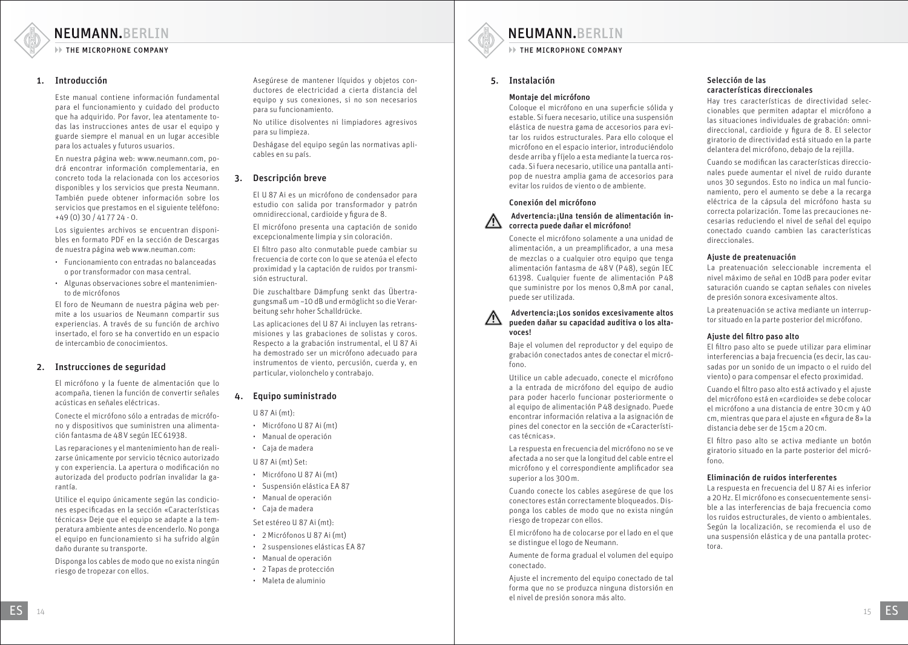## 1. Introducción

Este manual contiene información fundamental para el funcionamiento y cuidado del producto que ha adquirido. Por favor, lea atentamente todas las instrucciones antes de usar el equipo y guarde siempre el manual en un lugar accesible para los actuales y futuros usuarios.

En nuestra página web: www.neumann.com, podrá encontrar información complementaria, en concreto toda la relacionada con los accesorios disponibles y los servicios que presta Neumann. También puede obtener información sobre los servicios que prestamos en el siguiente teléfono: +49 (0) 30 / 41 77 24 - 0.

Los siguientes archivos se encuentran disponibles en formato PDF en la sección de Descargas de nuestra página web www.neuman.com:

- Funcionamiento con entradas no balanceadas o por transformador con masa central.
- Algunas observaciones sobre el mantenimiento de micrófonos

El foro de Neumann de nuestra página web permite a los usuarios de Neumann compartir sus experiencias. A través de su función de archivo insertado, el foro se ha convertido en un espacio de intercambio de conocimientos.

## 2. Instrucciones de seguridad

El micrófono y la fuente de almentación que lo acompaña, tienen la función de convertir señales acústicas en señales eléctricas.

Conecte el micrófono sólo a entradas de micrófono y dispositivos que suministren una alimentación fantasma de 48 V según IEC 61938.

Las reparaciones y el mantenimiento han de realizarse únicamente por servicio técnico autorizado y con experiencia. La apertura o modificación no autorizada del producto podrían invalidar la garantía.

Utilice el equipo únicamente según las condiciones especificadas en la sección «Características técnicas» Deje que el equipo se adapte a la temperatura ambiente antes de encenderlo. No ponga el equipo en funcionamiento si ha sufrido algún daño durante su transporte.

Disponga los cables de modo que no exista ningún riesgo de tropezar con ellos.

Asegúrese de mantener líquidos y objetos conductores de electricidad a cierta distancia del equipo y sus conexiones, si no son necesarios para su funcionamiento.

No utilice disolventes ni limpiadores agresivos para su limpieza.

Deshágase del equipo según las normativas aplicables en su país.

## 3. Descripción breve

El U 87 Ai es un micrófono de condensador para estudio con salida por transformador y patrón omnidireccional, cardioide y figura de 8.

El micrófono presenta una captación de sonido excepcionalmente limpia y sin coloración.

El filtro paso alto conmutable puede cambiar su frecuencia de corte con lo que se atenúa el efecto proximidad y la captación de ruidos por transmisión estructural.

Die zuschaltbare Dämpfung senkt das Übertragungsmaß um –10 dB und ermöglicht so die Verarbeitung sehr hoher Schalldrücke.

Las aplicaciones del U 87 Ai incluyen las retransmisiones y las grabaciones de solistas y coros. Respecto a la grabación instrumental, el U 87 Ai ha demostrado ser un micrófono adecuado para instrumentos de viento, percusión, cuerda y, en particular, violonchelo y contrabajo.

## 4. Equipo suministrado

U 87 Ai (mt):

- Micrófono U 87 Ai (mt)
- Manual de operación
- Caja de madera

U 87 Ai (mt) Set:

- Micrófono U 87 Ai (mt)
- Suspensión elástica EA 87
- Manual de operación
- Caja de madera

Set estéreo U 87 Ai (mt):

- 2 Micrófonos U 87 Ai (mt)
- 2 suspensiones elásticas EA 87
- Manual de operación
- 2 Tapas de protección
- Maleta de aluminio

## 5. Instalación

### Montaje del micrófono

Coloque el micrófono en una superficie sólida y estable. Si fuera necesario, utilice una suspensión elástica de nuestra gama de accesorios para evitar los ruidos estructurales. Para ello coloque el micrófono en el espacio interior, introduciéndolo desde arriba y fíjelo a esta mediante la tuerca roscada. Si fuera necesario, utilice una pantalla antipop de nuestra amplia gama de accesorios para evitar los ruidos de viento o de ambiente.

### Conexión del micrófono

**Advertencia: ¡Una tensión de alimentación incorrecta puede dañar el micrófono!**

Conecte el micrófono solamente a una unidad de alimentación, a un preamplificador, a una mesa de mezclas o a cualquier otro equipo que tenga alimentación fantasma de 48 V (P48), según IEC 61398. Cualquier fuente de alimentación P48 que suministre por lo menos 0,8 mA por canal, puede ser utilizada.

**Advertencia: ¡Los sonidos excesivamente altos pueden dañar su capacidad auditiva o los altavoces!**

Baje el volumen del reproductor y del equipo de grabación conectados antes de conectar el micrófono.

Utilice un cable adecuado, conecte el micrófono a la entrada de micrófono del equipo de audio para poder hacerlo funcionar posteriormente o al equipo de alimentación P48 designado. Puede encontrar información relativa a la asignación de pines del conector en la sección de «Características técnicas».

La respuesta en frecuencia del micrófono no se ve afectada a no ser que la longitud del cable entre el micrófono y el correspondiente amplificador sea superior a los 300 m.

Cuando conecte los cables asegúrese de que los conectores están correctamente bloqueados. Disponga los cables de modo que no exista ningún riesgo de tropezar con ellos.

El micrófono ha de colocarse por el lado en el que se distingue el logo de Neumann.

Aumente de forma gradual el volumen del equipo conectado.

Ajuste el incremento del equipo conectado de tal forma que no se produzca ninguna distorsión en el nivel de presión sonora más alto.

### Selección de las características direccionales

Hay tres características de directividad seleccionables que permiten adaptar el micrófono a las situaciones individuales de grabación: omnidireccional, cardioide y figura de 8. El selector giratorio de directividad está situado en la parte delantera del micrófono, debajo de la rejilla.

Cuando se modifican las características direccionales puede aumentar el nivel de ruido durante unos 30 segundos. Esto no indica un mal funcionamiento, pero el aumento se debe a la recarga eléctrica de la cápsula del micrófono hasta su correcta polarización. Tome las precauciones necesarias reduciendo el nivel de señal del equipo conectado cuando cambien las características direccionales.

### Ajuste de preatenuación

La preatenuación seleccionable incrementa el nivel máximo de señal en 10dB para poder evitar saturación cuando se captan señales con niveles de presión sonora excesivamente altos.

La preatenuación se activa mediante un interruptor situado en la parte posterior del micrófono.

### Ajuste del filtro paso alto

El filtro paso alto se puede utilizar para eliminar interferencias a baja frecuencia (es decir, las causadas por un sonido de un impacto o el ruido del viento) o para compensar el efecto proximidad.

Cuando el filtro paso alto está activado y el ajuste del micrófono está en «cardioide» se debe colocar el micrófono a una distancia de entre 30 cm y 40 cm, mientras que para el ajuste en «figura de 8» la distancia debe ser de 15 cm a 20 cm.

El filtro paso alto se activa mediante un botón giratorio situado en la parte posterior del micrófono.

### Eliminación de ruidos interferentes

La respuesta en frecuencia del U 87 Ai es inferior a 20 Hz. El micrófono es consecuentemente sensible a las interferencias de baja frecuencia como los ruidos estructurales, de viento o ambientales. Según la localización, se recomienda el uso de una suspensión elástica y de una pantalla protectora.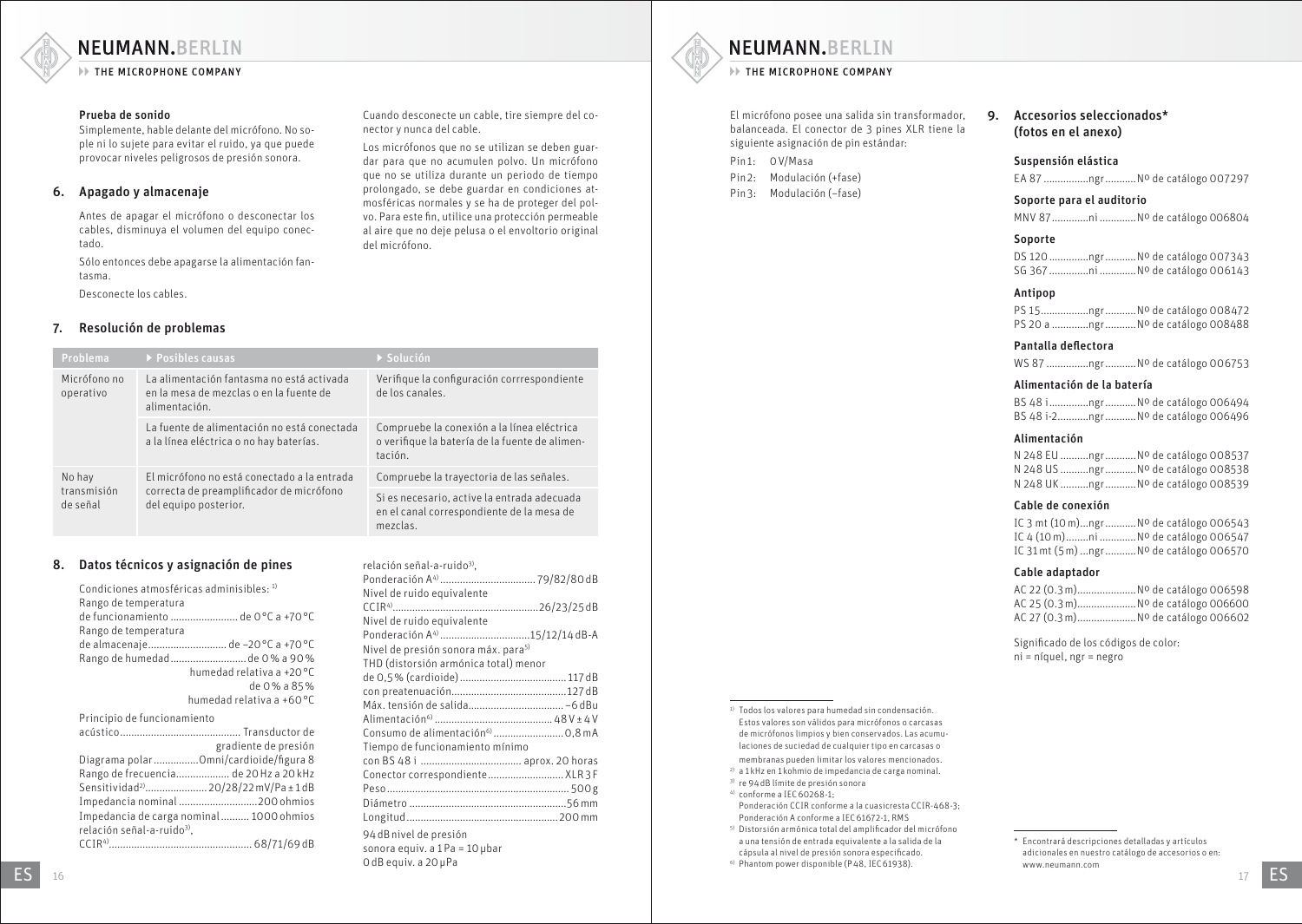#### Prueba de sonido

Simplemente, hable delante del micrófono. No sople ni lo sujete para evitar el ruido, ya que puede provocar niveles peligrosos de presión sonora.

## 6. Apagado y almacenaje

Antes de apagar el micrófono o desconectar los cables, disminuya el volumen del equipo conectado.

Sólo entonces debe apagarse la alimentación fantasma.

Desconecte los cables.

Cuando desconecte un cable, tire siempre del conector y nunca del cable.

Los micrófonos que no se utilizan se deben guardar para que no acumulen polvo. Un micrófono que no se utiliza durante un periodo de tiempo prolongado, se debe guardar en condiciones atmosféricas normales y se ha de proteger del polvo. Para este fin, utilice una protección permeable al aire que no deje pelusa o el envoltorio original del micrófono.

## 7. Resolución de problemas

| Problema | ▶ Posibles causas | ▶ Solución |
|---|---|---|
| Micrófono no operativo | La alimentación fantasma no está activada en la mesa de mezclas o en la fuente de alimentación. | Verifique la configuración corrrespondiente de los canales. |
| | La fuente de alimentación no está conectada a la línea eléctrica o no hay baterías. | Compruebe la conexión a la línea eléctrica o verifique la batería de la fuente de alimentación. |
| No hay transmisión de señal | El micrófono no está conectado a la entrada correcta de preamplificador de micrófono del equipo posterior. | Compruebe la trayectoria de las señales. |
| | | Si es necesario, active la entrada adecuada en el canal correspondiente de la mesa de mezclas. |

## 8. Datos técnicos y asignación de pines

Condiciones atmosféricas adminisibles: [1]

Rango de temperatura de funcionamiento .......................... de 0 °C a +70 °C

Rango de temperatura de almacenaje............................ de –20 °C a +70 °C

Rango de humedad .......................... de 0 % a 90 % humedad relativa a +20 °C
de 0 % a 85 % humedad relativa a +60 °C

Principio de funcionamiento acústico.......................................... Transductor de gradiente de presión

Diagrama polar ................Omni/cardioide/figura 8

Rango de frecuencia.................. de 20 Hz a 20 kHz

Sensitividad[2]...................... 20/28/22 mV/Pa ± 1 dB

Impedancia nominal ............................200 ohmios

Impedancia de carga nominal.......... 1000 ohmios

relación señal-a-ruido[3], CCIR[4].................................................. 68/71/69 dB

relación señal-a-ruido[3], Ponderación A[4].................................. 79/82/80 dB

Nivel de ruido equivalente CCIR[4]..................................................26/23/25 dB

Nivel de ruido equivalente Ponderación A[4]................................15/12/14 dB-A

Nivel de presión sonora máx. para[5] THD (distorsión armónica total) menor de 0,5 % (cardioide) ...................................... 117 dB

con preatenuación.........................................127 dB

Máx. tensión de salida.................................. –6 dBu

Alimentación[6] .......................................... 48 V ± 4 V

Consumo de alimentación[6] ......................... 0,8 mA

Tiempo de funcionamiento mínimo con BS 48 i .................................... aprox. 20 horas

Conector correspondiente........................... XLR 3 F

Peso................................................................ 500 g

Diámetro ........................................................56 mm

Longitud......................................................200 mm

94 dB nivel de presión sonora equiv. a 1 Pa = 10 µbar
0 dB equiv. a 20 µPa

El micrófono posee una salida sin transformador, balanceada. El conector de 3 pines XLR tiene la siguiente asignación de pin estándar:

Pin 1: 0 V/Masa
Pin 2: Modulación (+fase)
Pin 3: Modulación (–fase)

---

[1] Todos los valores para humedad sin condensación. Estos valores son válidos para micrófonos o carcasas de micrófonos limpios y bien conservados. Las acumulaciones de suciedad de cualquier tipo en carcasas o membranas pueden limitar los valores mencionados.
[2] a 1 kHz en 1 kohmio de impedancia de carga nominal.
[3] re 94 dB límite de presión sonora
[4] conforme a IEC 60268-1; Ponderación CCIR conforme a la cuasicresta CCIR-468-3; Ponderación A conforme a IEC 61672-1, RMS
[5] Distorsión armónica total del amplificador del micrófono a una tensión de entrada equivalente a la salida de la cápsula al nivel de presión sonora especificado.
[6] Phantom power disponible (P48, IEC 61938).

## 9. Accesorios seleccionados* (fotos en el anexo)

#### Suspensión elástica

EA 87 ................ngr...........Nº de catálogo 007297

#### Soporte para el auditorio

MNV 87.............ni .............Nº de catálogo 006804

#### Soporte

DS 120..............ngr...........Nº de catálogo 007343
SG 367..............ni .............Nº de catálogo 006143

#### Antipop

PS 15.................ngr...........Nº de catálogo 008472
PS 20 a .............ngr...........Nº de catálogo 008488

#### Pantalla deflectora

WS 87 ...............ngr...........Nº de catálogo 006753

#### Alimentación de la batería

BS 48 i..............ngr...........Nº de catálogo 006494
BS 48 i-2...........ngr...........Nº de catálogo 006496

#### Alimentación

N 248 EU ..........ngr...........Nº de catálogo 008537
N 248 US ..........ngr...........Nº de catálogo 008538
N 248 UK ..........ngr...........Nº de catálogo 008539

#### Cable de conexión

IC 3 mt (10 m)...ngr...........Nº de catálogo 006543
IC 4 (10 m)........ni .............Nº de catálogo 006547
IC 31 mt (5 m) ...ngr...........Nº de catálogo 006570

#### Cable adaptador

AC 22 (0.3 m).....................Nº de catálogo 006598
AC 25 (0.3 m).....................Nº de catálogo 006600
AC 27 (0.3 m).....................Nº de catálogo 006602

Significado de los códigos de color:
ni = níquel, ngr = negro

---

* Encontrará descripciones detalladas y artículos adicionales en nuestro catálogo de accesorios o en: www.neumann.com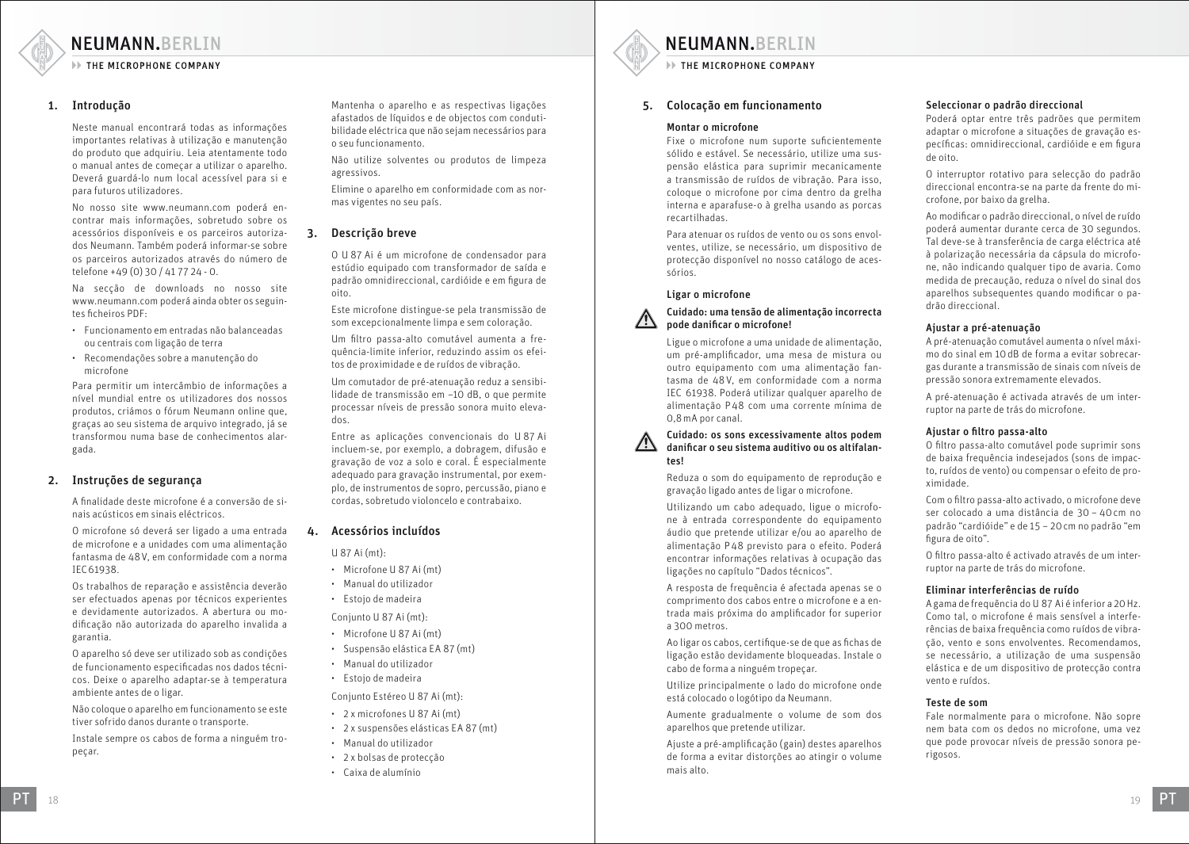## 1. Introdução

Neste manual encontrará todas as informações importantes relativas à utilização e manutenção do produto que adquiriu. Leia atentamente todo o manual antes de começar a utilizar o aparelho. Deverá guardá-lo num local acessível para si e para futuros utilizadores.

No nosso site www.neumann.com poderá encontrar mais informações, sobretudo sobre os acessórios disponíveis e os parceiros autorizados Neumann. Também poderá informar-se sobre os parceiros autorizados através do número de telefone +49 (0) 30 / 41 77 24 - 0.

Na secção de downloads no nosso site www.neumann.com poderá ainda obter os seguintes ficheiros PDF:

- Funcionamento em entradas não balanceadas ou centrais com ligação de terra
- Recomendações sobre a manutenção do microfone

Para permitir um intercâmbio de informações a nível mundial entre os utilizadores dos nossos produtos, criámos o fórum Neumann online que, graças ao seu sistema de arquivo integrado, já se transformou numa base de conhecimentos alargada.

## 2. Instruções de segurança

A finalidade deste microfone é a conversão de sinais acústicos em sinais eléctricos.

O microfone só deverá ser ligado a uma entrada de microfone e a unidades com uma alimentação fantasma de 48 V, em conformidade com a norma IEC 61938.

Os trabalhos de reparação e assistência deverão ser efectuados apenas por técnicos experientes e devidamente autorizados. A abertura ou modificação não autorizada do aparelho invalida a garantia.

O aparelho só deve ser utilizado sob as condições de funcionamento especificadas nos dados técnicos. Deixe o aparelho adaptar-se à temperatura ambiente antes de o ligar.

Não coloque o aparelho em funcionamento se este tiver sofrido danos durante o transporte.

Instale sempre os cabos de forma a ninguém tropeçar.

Mantenha o aparelho e as respectivas ligações afastados de líquidos e de objectos com conductibilidade eléctrica que não sejam necessários para o seu funcionamento.

Não utilize solventes ou produtos de limpeza agressivos.

Elimine o aparelho em conformidade com as normas vigentes no seu país.

## 3. Descrição breve

O U 87 Ai é um microfone de condensador para estúdio equipado com transformador de saída e padrão omnidireccional, cardióide e em figura de oito.

Este microfone distingue-se pela transmissão de som excepcionalmente limpa e sem coloração.

Um filtro passa-alto comutável aumenta a frequência-limite inferior, reduzindo assim os efeitos de proximidade e de ruídos de vibração.

Um comutador de pré-atenuação reduz a sensibilidade de transmissão em –10 dB, o que permite processar níveis de pressão sonora muito elevados.

Entre as aplicações convencionais do U 87 Ai incluem-se, por exemplo, a dobragem, difusão e gravação de voz a solo e coral. É especialmente adequado para gravação instrumental, por exemplo, de instrumentos de sopro, percussão, piano e cordas, sobretudo violoncelo e contrabaixo.

## 4. Acessórios incluídos

U 87 Ai (mt):

- Microfone U 87 Ai (mt)
- Manual do utilizador
- Estojo de madeira

Conjunto U 87 Ai (mt):

- Microfone U 87 Ai (mt)
- Suspensão elástica EA 87 (mt)
- Manual do utilizador
- Estojo de madeira

Conjunto Estéreo U 87 Ai (mt):

- 2 x microfones U 87 Ai (mt)
- 2 x suspensões elásticas EA 87 (mt)
- Manual do utilizador
- 2 x bolsas de protecção
- Caixa de alumínio

## 5. Colocação em funcionamento

### Montar o microfone

Fixe o microfone num suporte suficientemente sólido e estável. Se necessário, utilize uma suspensão elástica para suprimir mecanicamente a transmissão de ruídos de vibração. Para isso, coloque o microfone por cima dentro da grelha interna e aparafuse-o à grelha usando as porcas recartilhadas.

Para atenuar os ruídos de vento ou os sons envolventes, utilize, se necessário, um dispositivo de protecção disponível no nosso catálogo de acessórios.

### Ligar o microfone

**Cuidado: uma tensão de alimentação incorrecta pode danificar o microfone!**

Ligue o microfone a uma unidade de alimentação, um pré-amplificador, uma mesa de mistura ou outro equipamento com uma alimentação fantasma de 48 V, em conformidade com a norma IEC 61938. Poderá utilizar qualquer aparelho de alimentação P48 com uma corrente mínima de 0,8 mA por canal.

**Cuidado: os sons excessivamente altos podem danificar o seu sistema auditivo ou os altifalantes!**

Reduza o som do equipamento de reprodução e gravação ligado antes de ligar o microfone.

Utilizando um cabo adequado, ligue o microfone à entrada correspondente do equipamento áudio que pretende utilizar e/ou ao aparelho de alimentação P48 previsto para o efeito. Poderá encontrar informações relativas à ocupação das ligações no capítulo "Dados técnicos".

A resposta de frequência é afectada apenas se o comprimento dos cabos entre o microfone e a entrada mais próxima do amplificador for superior a 300 metros.

Ao ligar os cabos, certifique-se de que as fichas de ligação estão devidamente bloqueadas. Instale o cabo de forma a ninguém tropeçar.

Utilize principalmente o lado do microfone onde está colocado o logótipo da Neumann.

Aumente gradualmente o volume de som dos aparelhos que pretende utilizar.

Ajuste a pré-amplificação (gain) destes aparelhos de forma a evitar distorções ao atingir o volume mais alto.

### Seleccionar o padrão direccional

Poderá optar entre três padrões que permitem adaptar o microfone a situações de gravação específicas: omnidireccional, cardióide e em figura de oito.

O interruptor rotativo para selecção do padrão direccional encontra-se na parte da frente do microfone, por baixo da grelha.

Ao modificar o padrão direccional, o nível de ruído poderá aumentar durante cerca de 30 segundos. Tal deve-se à transferência de carga eléctrica até à polarização necessária da cápsula do microfone, não indicando qualquer tipo de avaria. Como medida de precaução, reduza o nível do sinal dos aparelhos subsequentes quando modificar o padrão direccional.

### Ajustar a pré-atenuação

A pré-atenuação comutável aumenta o nível máximo do sinal em 10 dB de forma a evitar sobrecargas durante a transmissão de sinais com níveis de pressão sonora extremamente elevados.

A pré-atenuação é activada através de um interruptor na parte de trás do microfone.

### Ajustar o filtro passa-alto

O filtro passa-alto comutável pode suprimir sons de baixa frequência indesejados (sons de impacto, ruídos de vento) ou compensar o efeito de proximidade.

Com o filtro passa-alto activado, o microfone deve ser colocado a uma distância de 30 – 40 cm no padrão "cardióide" e de 15 – 20 cm no padrão "em figura de oito".

O filtro passa-alto é activado através de um interruptor na parte de trás do microfone.

### Eliminar interferências de ruído

A gama de frequência do U 87 Ai é inferior a 20 Hz. Como tal, o microfone é mais sensível a interferências de baixa frequência como ruídos de vibração, vento e sons envolventes. Recomendamos, se necessário, a utilização de uma suspensão elástica e de um dispositivo de protecção contra vento e ruídos.

### Teste de som

Fale normalmente para o microfone. Não sopre nem bata com os dedos no microfone, uma vez que pode provocar níveis de pressão sonora perigosos.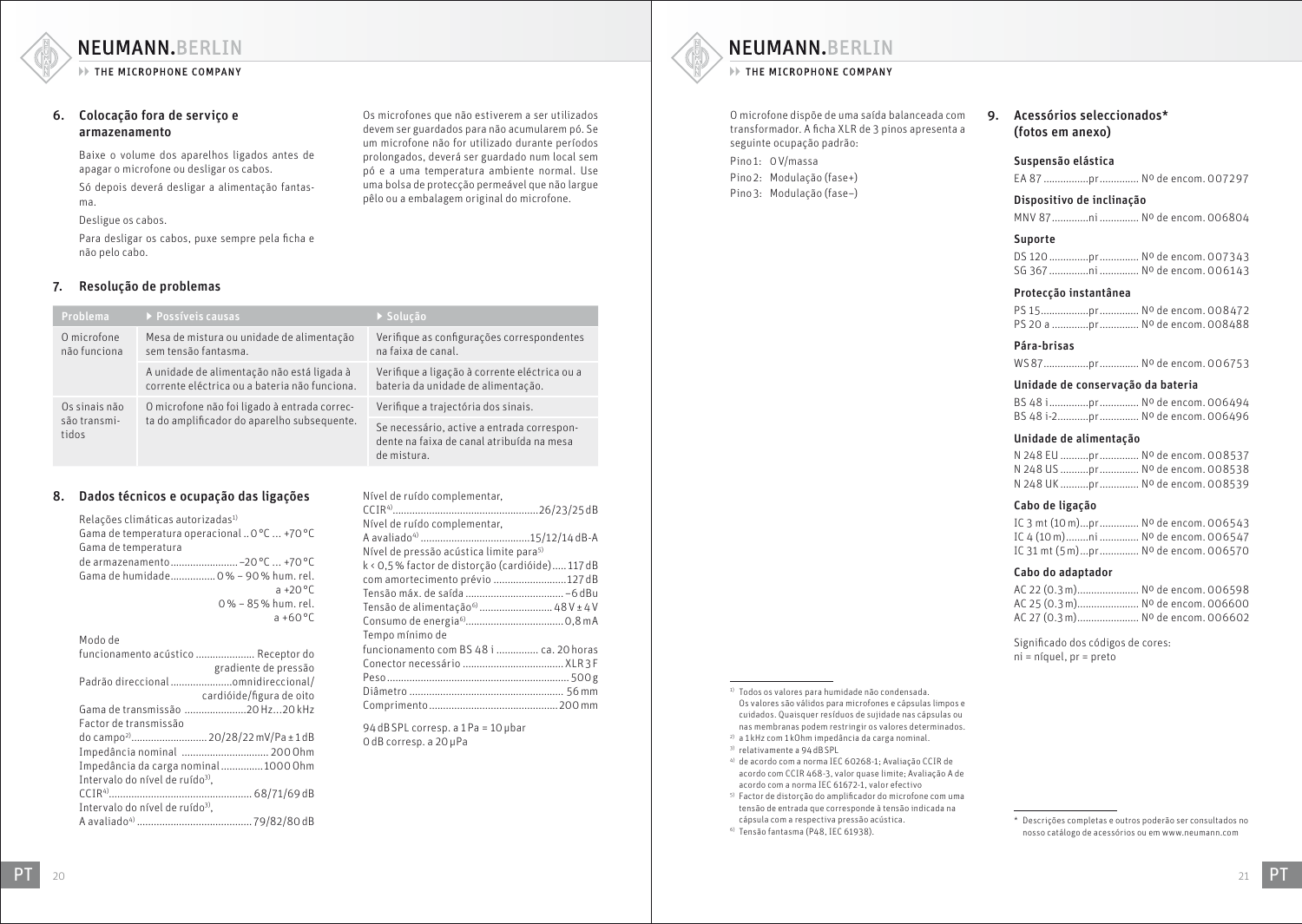## 6. Colocação fora de serviço e armazenamento

Baixe o volume dos aparelhos ligados antes de apagar o microfone ou desligar os cabos.

Só depois deverá desligar a alimentação fantasma.

Desligue os cabos.

Para desligar os cabos, puxe sempre pela ficha e não pelo cabo.

Os microfones que não estiverem a ser utilizados devem ser guardados para não acumularem pó. Se um microfone não for utilizado durante períodos prolongados, deverá ser guardado num local sem pó e a uma temperatura ambiente normal. Use uma bolsa de protecção permeável que não largue pêlo ou a embalagem original do microfone.

## 7. Resolução de problemas

| Problema | ▶ Possíveis causas | ▶ Solução |
|---|---|---|
| O microfone não funciona | Mesa de mistura ou unidade de alimentação sem tensão fantasma. | Verifique as configurações correspondentes na faixa de canal. |
| | A unidade de alimentação não está ligada à corrente eléctrica ou a bateria não funciona. | Verifique a ligação à corrente eléctrica ou a bateria da unidade de alimentação. |
| Os sinais não são transmitidos | O microfone não foi ligado à entrada correcta do amplificador do aparelho subsequente. | Verifique a trajectória dos sinais. |
| | | Se necessário, active a entrada correspondente na faixa de canal atribuída na mesa de mistura. |

## 8. Dados técnicos e ocupação das ligações

Relações climáticas autorizadas[1)]
Gama de temperatura operacional .. 0 °C ... +70 °C
Gama de temperatura de armazenamento ........ –20 °C ... +70 °C
Gama de humidade ........ 0 % – 90 % hum. rel. a +20 °C
0 % – 85 % hum. rel. a +60 °C

Modo de funcionamento acústico ........ Receptor do gradiente de pressão
Padrão direccional ........ omnidireccional/ cardióide/figura de oito
Gama de transmissão ........ 20 Hz...20 kHz
Factor de transmissão do campo[2)] ........ 20/28/22 mV/Pa ± 1 dB
Impedância nominal ........ 200 Ohm
Impedância da carga nominal ........ 1000 Ohm
Intervalo do nível de ruído[3)], CCIR[4)] ........ 68/71/69 dB
Intervalo do nível de ruído[3)], A avaliado[4)] ........ 79/82/80 dB
Nível de ruído complementar, CCIR[4)] ........ 26/23/25 dB
Nível de ruído complementar, A avaliado[4)] ........ 15/12/14 dB-A
Nível de pressão acústica limite para[5)] k < 0,5 % factor de distorção (cardióide) ..... 117 dB
com amortecimento prévio ........ 127 dB
Tensão máx. de saída ........ –6 dBu
Tensão de alimentação[6)] ........ 48 V ± 4 V
Consumo de energia[6)] ........ 0,8 mA
Tempo mínimo de funcionamento com BS 48 i ........ ca. 20 horas
Conector necessário ........ XLR 3 F
Peso ........ 500 g
Diâmetro ........ 56 mm
Comprimento ........ 200 mm

94 dB SPL corresp. a 1 Pa = 10 µbar
0 dB corresp. a 20 µPa

O microfone dispõe de uma saída balanceada com transformador. A ficha XLR de 3 pinos apresenta a seguinte ocupação padrão:

Pino 1: 0 V/massa
Pino 2: Modulação (fase+)
Pino 3: Modulação (fase–)

[1)] Todos os valores para humidade não condensada. Os valores são válidos para microfones e cápsulas limpos e cuidados. Quaisquer resíduos de sujidade nas cápsulas ou nas membranas podem restringir os valores determinados.
[2)] a 1 kHz com 1 kOhm impedância da carga nominal.
[3)] relativamente a 94 dB SPL
[4)] de acordo com a norma IEC 60268-1; Avaliação CCIR de acordo com CCIR 468-3, valor quase limite; Avaliação A de acordo com a norma IEC 61672-1, valor efectivo
[5)] Factor de distorção do amplificador do microfone com uma tensão de entrada que corresponde à tensão indicada na cápsula com a respectiva pressão acústica.
[6)] Tensão fantasma (P48, IEC 61938).

## 9. Acessórios seleccionados* (fotos em anexo)

### Suspensão elástica
EA 87 ........ pr ........ Nº de encom. 007297

### Dispositivo de inclinação
MNV 87 ........ ni ........ Nº de encom. 006804

### Suporte
DS 120 ........ pr ........ Nº de encom. 007343
SG 367 ........ ni ........ Nº de encom. 006143

### Protecção instantânea
PS 15 ........ pr ........ Nº de encom. 008472
PS 20 a ........ pr ........ Nº de encom. 008488

### Pára-brisas
WS 87 ........ pr ........ Nº de encom. 006753

### Unidade de conservação da bateria
BS 48 i ........ pr ........ Nº de encom. 006494
BS 48 i-2 ........ pr ........ Nº de encom. 006496

### Unidade de alimentação
N 248 EU ........ pr ........ Nº de encom. 008537
N 248 US ........ pr ........ Nº de encom. 008538
N 248 UK ........ pr ........ Nº de encom. 008539

### Cabo de ligação
IC 3 mt (10 m) ... pr ........ Nº de encom. 006543
IC 4 (10 m) ........ ni ........ Nº de encom. 006547
IC 31 mt (5 m) ... pr ........ Nº de encom. 006570

### Cabo do adaptador
AC 22 (0.3 m) ........ Nº de encom. 006598
AC 25 (0.3 m) ........ Nº de encom. 006600
AC 27 (0.3 m) ........ Nº de encom. 006602

Significado dos códigos de cores:
ni = níquel, pr = preto

\* Descrições completas e outros poderão ser consultados no nosso catálogo de acessórios ou em www.neumann.com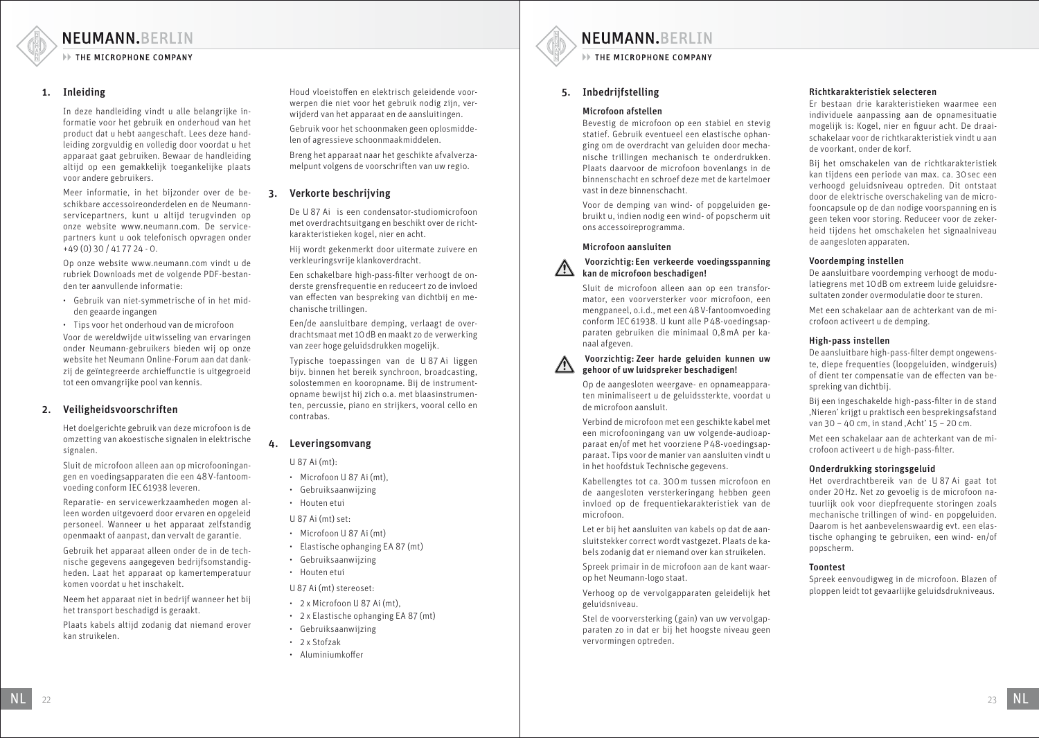## 1. Inleiding

In deze handleiding vindt u alle belangrijke informatie voor het gebruik en onderhoud van het product dat u hebt aangeschaft. Lees deze handleiding zorgvuldig en volledig door voordat u het apparaat gaat gebruiken. Bewaar de handleiding altijd op een gemakkelijk toegankelijke plaats voor andere gebruikers.

Meer informatie, in het bijzonder over de beschikbare accessoireonderdelen en de Neumann-servicepartners, kunt u altijd terugvinden op onze website www.neumann.com. De servicepartners kunt u ook telefonisch opvragen onder +49 (0) 30 / 41 77 24 - 0.

Op onze website www.neumann.com vindt u de rubriek Downloads met de volgende PDF-bestanden ter aanvullende informatie:

- Gebruik van niet-symmetrische of in het midden geaarde ingangen
- Tips voor het onderhoud van de microfoon

Voor de wereldwijde uitwisseling van ervaringen onder Neumann-gebruikers bieden wij op onze website het Neumann Online-Forum aan dat dankzij de geïntegreerde archieffunctie is uitgegroeid tot een omvangrijke pool van kennis.

## 2. Veiligheidsvoorschriften

Het doelgerichte gebruik van deze microfoon is de omzetting van akoestische signalen in elektrische signalen.

Sluit de microfoon alleen aan op microfooningangen en voedingsapparaten die een 48 V-fantoomvoeding conform IEC 61938 leveren.

Reparatie- en servicewerkzaamheden mogen alleen worden uitgevoerd door ervaren en opgeleid personeel. Wanneer u het apparaat zelfstandig openmaakt of aanpast, dan vervalt de garantie.

Gebruik het apparaat alleen onder de in de technische gegevens aangegeven bedrijfsomstandigheden. Laat het apparaat op kamertemperatuur komen voordat u het inschakelt.

Neem het apparaat niet in bedrijf wanneer het bij het transport beschadigd is geraakt.

Plaats kabels altijd zodanig dat niemand erover kan struikelen.

Houd vloeistoffen en elektrisch geleidende voorwerpen die niet voor het gebruik nodig zijn, verwijderd van het apparaat en de aansluitingen.

Gebruik voor het schoonmaken geen oplosmiddelen of agressieve schoonmaakmiddelen.

Breng het apparaat naar het geschikte afvalverzamelpunt volgens de voorschriften van uw regio.

## 3. Verkorte beschrijving

De U 87 Ai is een condensator-studiomicrofoon met overdrachtsuitgang en beschikt over de richtkarakteristieken kogel, nier en acht.

Hij wordt gekenmerkt door uitermate zuivere en verkleuringsvrije klankoverdracht.

Een schakelbare high-pass-filter verhoogt de onderste grensfrequentie en reduceert zo de invloed van effecten van bespreking van dichtbij en mechanische trillingen.

Een/de aansluitbare demping, verlaagt de overdrachtsmaat met 10 dB en maakt zo de verwerking van zeer hoge geluidsdrukken mogelijk.

Typische toepassingen van de U 87 Ai liggen bijv. binnen het bereik synchroon, broadcasting, solostemmen en kooropname. Bij de instrumentopname bewijst hij zich o.a. met blaasinstrumenten, percussie, piano en strijkers, vooral cello en contrabas.

## 4. Leveringsomvang

U 87 Ai (mt):

- Microfoon U 87 Ai (mt),
- Gebruiksaanwijzing
- Houten etui

U 87 Ai (mt) set:

- Microfoon U 87 Ai (mt)
- Elastische ophanging EA 87 (mt)
- Gebruiksaanwijzing
- Houten etui

U 87 Ai (mt) stereoset:

- 2 x Microfoon U 87 Ai (mt),
- 2 x Elastische ophanging EA 87 (mt)
- Gebruiksaanwijzing
- 2 x Stofzak
- Aluminiumkoffer

## 5. Inbedrijfstelling

### Microfoon afstellen

Bevestig de microfoon op een stabiel en stevig statief. Gebruik eventueel een elastische ophanging om de overdracht van geluiden door mechanische trillingen mechanisch te onderdrukken. Plaats daarvoor de microfoon bovenlangs in de binnenschacht en schroef deze met de kartelmoer vast in deze binnenschacht.

Voor de demping van wind- of popgeluiden gebruikt u, indien nodig een wind- of popscherm uit ons accessoireprogramma.

### Microfoon aansluiten

**⚠ Voorzichtig: Een verkeerde voedingsspanning kan de microfoon beschadigen!**

Sluit de microfoon alleen aan op een transformator, een voorversterker voor microfoon, een mengpaneel, o.i.d., met een 48 V-fantoomvoeding conform IEC 61938. U kunt alle P 48-voedingsapparaten gebruiken die minimaal 0,8 mA per kanaal afgeven.

**⚠ Voorzichtig: Zeer harde geluiden kunnen uw gehoor of uw luidspreker beschadigen!**

Op de aangesloten weergave- en opnameapparaten minimaliseert u de geluidssterkte, voordat u de microfoon aansluit.

Verbind de microfoon met een geschikte kabel met een microfooningang van uw volgende-audioapparaat en/of met het voorziene P 48-voedingsapparaat. Tips voor de manier van aansluiten vindt u in het hoofdstuk Technische gegevens.

Kabellengtes tot ca. 300 m tussen microfoon en de aangesloten versterkeringang hebben geen invloed op de frequentiekarakteristiek van de microfoon.

Let er bij het aansluiten van kabels op dat de aansluitstekker correct wordt vastgezet. Plaats de kabels zodanig dat er niemand over kan struikelen.

Spreek primair in de microfoon aan de kant waarop het Neumann-logo staat.

Verhoog op de vervolgapparaten geleidelijk het geluidsniveau.

Stel de voorversterking (gain) van uw vervolgapparaten zo in dat er bij het hoogste niveau geen vervormingen optreden.

### Richtkarakteristiek selecteren

Er bestaan drie karakteristieken waarmee een individuele aanpassing aan de opnamesituatie mogelijk is: Kogel, nier en figuur acht. De draaischakelaar voor de richtkarakteristiek vindt u aan de voorkant, onder de korf.

Bij het omschakelen van de richtkarakteristiek kan tijdens een periode van max. ca. 30 sec een verhoogd geluidsniveau optreden. Dit ontstaat door de elektrische overschakeling van de microfooncapsule op de dan nodige voorspanning en is geen teken voor storing. Reduceer voor de zekerheid tijdens het omschakelen het signaalniveau de aangesloten apparaten.

### Voordemping instellen

De aansluitbare voordemping verhoogt de modulatiegrens met 10 dB om extreem luide geluidsresultaten zonder overmodulatie door te sturen.

Met een schakelaar aan de achterkant van de microfoon activeert u de demping.

### High-pass instellen

De aansluitbare high-pass-filter dempt ongewenste, diepe frequenties (loopgeluiden, windgeruis) of dient ter compensatie van de effecten van bespreking van dichtbij.

Bij een ingeschakelde high-pass-filter in de stand ‚Nieren' krijgt u praktisch een besprekingsafstand van 30 – 40 cm, in stand ‚Acht' 15 – 20 cm.

Met een schakelaar aan de achterkant van de microfoon activeert u de high-pass-filter.

### Onderdrukking storingsgeluid

Het overdrachtbereik van de U 87 Ai gaat tot onder 20 Hz. Net zo gevoelig is de microfoon natuurlijk ook voor diepfrequente storingen zoals mechanische trillingen of wind- en popgeluiden. Daarom is het aanbevelenswaardig evt. een elastische ophanging te gebruiken, een wind- en/of popscherm.

### Toontest

Spreek eenvoudigweg in de microfoon. Blazen of ploppen leidt tot gevaarlijke geluidsdrukniveaus.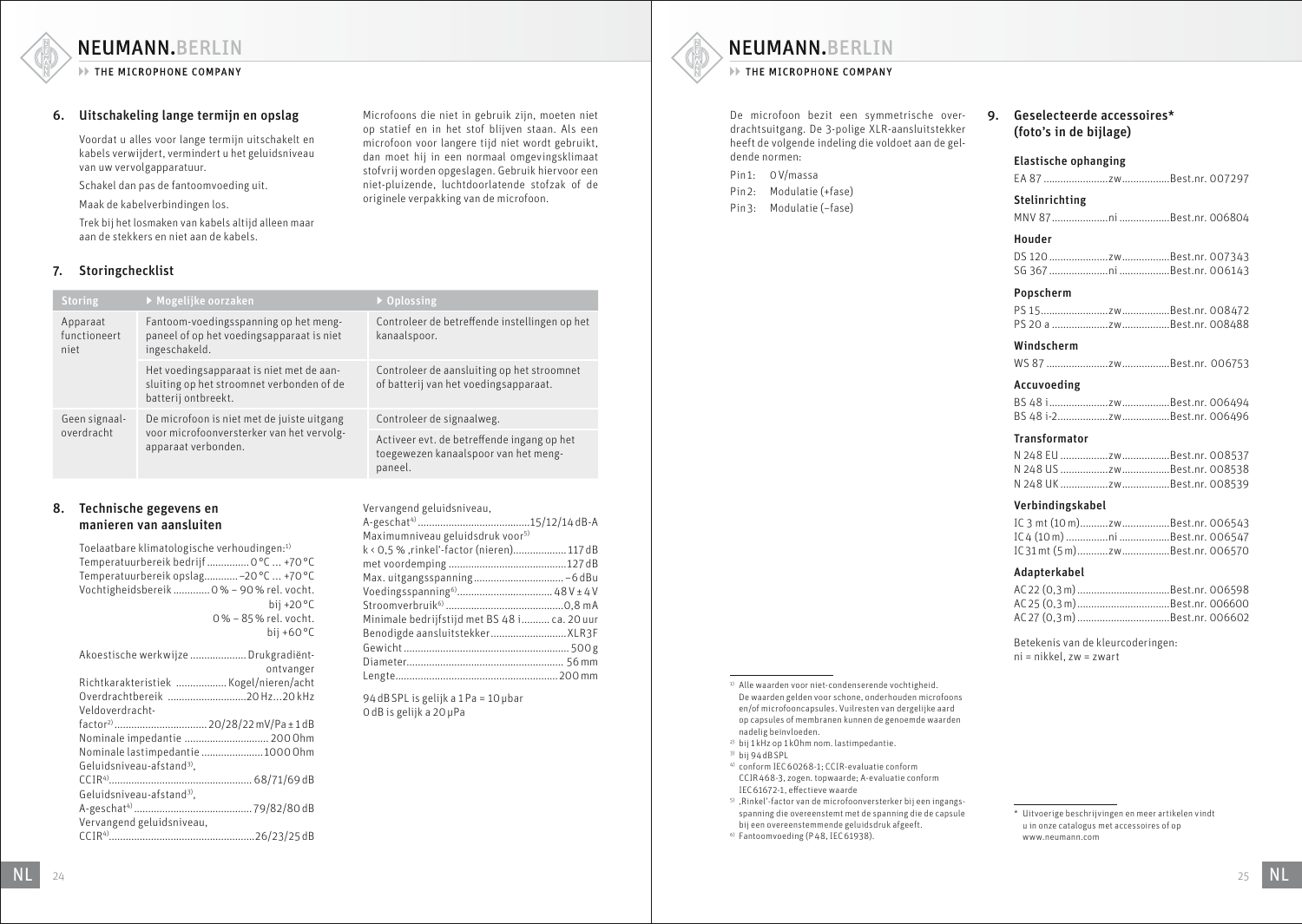## 6. Uitschakeling lange termijn en opslag

Voordat u alles voor lange termijn uitschakelt en kabels verwijdert, vermindert u het geluidsniveau van uw vervolgapparatuur.

Schakel dan pas de fantoomvoeding uit.

Maak de kabelverbindingen los.

Trek bij het losmaken van kabels altijd alleen maar aan de stekkers en niet aan de kabels.

Microfoons die niet in gebruik zijn, moeten niet op statief en in het stof blijven staan. Als een microfoon voor langere tijd niet wordt gebruikt, dan moet hij in een normaal omgevingsklimaat stofvrij worden opgeslagen. Gebruik hiervoor een niet-pluizende, luchtdoorlatende stofzak of de originele verpakking van de microfoon.

## 7. Storingchecklist

| Storing | ▸ Mogelijke oorzaken | ▸ Oplossing |
|---|---|---|
| Apparaat functioneert niet | Fantoom-voedingsspanning op het mengpaneel of op het voedingsapparaat is niet ingeschakeld. | Controleer de betreffende instellingen op het kanaalspoor. |
| | Het voedingsapparaat is niet met de aansluiting op het stroomnet verbonden of de batterij ontbreekt. | Controleer de aansluiting op het stroomnet of batterij van het voedingsapparaat. |
| Geen signaaloverdracht | De microfoon is niet met de juiste uitgang voor microfoonversterker van het vervolgapparaat verbonden. | Controleer de signaalweg. |
| | | Activeer evt. de betreffende ingang op het toegewezen kanaalspoor van het mengpaneel. |

## 8. Technische gegevens en manieren van aansluiten

Toelaatbare klimatologische verhoudingen:[1]
Temperatuurbereik bedrijf ............... 0 °C ... +70 °C
Temperatuurbereik opslag ............ –20 °C ... +70 °C
Vochtigheidsbereik ............. 0 % – 90 % rel. vocht. bij +20 °C
0 % – 85 % rel. vocht. bij +60 °C

Akoestische werkwijze .................... Drukgradiëntontvanger
Richtkarakteristiek .................. Kogel/nieren/acht
Overdrachtbereik ............................20 Hz...20 kHz
Veldoverdrachtfactor[2] ................................. 20/28/22 mV/Pa ± 1 dB
Nominale impedantie .............................. 200 Ohm
Nominale lastimpedantie ...................... 1000 Ohm
Geluidsniveau-afstand[3], CCIR[4] ................................................... 68/71/69 dB
Geluidsniveau-afstand[3], A-geschat[4] .......................................... 79/82/80 dB
Vervangend geluidsniveau, CCIR[4] ................................................... 26/23/25 dB
Vervangend geluidsniveau, A-geschat[4] ........................................ 15/12/14 dB-A
Maximumniveau geluidsdruk voor[5]
k < 0,5 % ‚rinkel'-factor (nieren)................... 117 dB
met voordemping .......................................... 127 dB
Max. uitgangsspanning ................................ –6 dBu
Voedingsspanning[6] .................................. 48 V ± 4 V
Stroomverbruik[6] .......................................... 0,8 mA
Minimale bedrijfstijd met BS 48 i .......... ca. 20 uur
Benodigde aansluitstekker ........................... XLR3F
Gewicht ........................................................... 500 g
Diameter ......................................................... 56 mm
Lengte ........................................................... 200 mm

94 dB SPL is gelijk a 1 Pa = 10 μbar
0 dB is gelijk a 20 μPa

De microfoon bezit een symmetrische overdrachtsuitgang. De 3-polige XLR-aansluitstekker heeft de volgende indeling die voldoet aan de geldende normen:

Pin 1: 0 V/massa
Pin 2: Modulatie (+fase)
Pin 3: Modulatie (–fase)

[1] Alle waarden voor niet-condenserende vochtigheid. De waarden gelden voor schone, onderhouden microfoons en/of microfooncapsules. Vuilresten van dergelijke aard op capsules of membranen kunnen de genoemde waarden nadelig beïnvloeden.
[2] bij 1 kHz op 1 kOhm nom. lastimpedantie.
[3] bij 94 dB SPL
[4] conform IEC 60268-1; CCIR-evaluatie conform CCIR 468-3, zogen. topwaarde; A-evaluatie conform IEC 61672-1, effectieve waarde
[5] ‚Rinkel'-factor van de microfoonversterker bij een ingangsspanning die overeenstemt met de spanning die de capsule bij een overeenstemmende geluidsdruk afgeeft.
[6] Fantoomvoeding (P48, IEC 61938).

## 9. Geselecteerde accessoires* (foto's in de bijlage)

### Elastische ophanging
EA 87 ....................... zw .................Best.nr. 007297

### Stelinrichting
MNV 87 .................... ni ..................Best.nr. 006804

### Houder
DS 120 ..................... zw .................Best.nr. 007343
SG 367 ..................... ni ..................Best.nr. 006143

### Popscherm
PS 15 ........................ zw .................Best.nr. 008472
PS 20 a .................... zw .................Best.nr. 008488

### Windscherm
WS 87 ...................... zw .................Best.nr. 006753

### Accuvoeding
BS 48 i ..................... zw .................Best.nr. 006494
BS 48 i-2 .................. zw .................Best.nr. 006496

### Transformator
N 248 EU ................. zw .................Best.nr. 008537
N 248 US ................. zw .................Best.nr. 008538
N 248 UK ................. zw .................Best.nr. 008539

### Verbindingskabel
IC 3 mt (10 m) .......... zw .................Best.nr. 006543
IC 4 (10 m) ............... ni ..................Best.nr. 006547
IC 31 mt (5 m) ........... zw .................Best.nr. 006570

### Adapterkabel
AC 22 (0,3 m) .................................Best.nr. 006598
AC 25 (0,3 m) .................................Best.nr. 006600
AC 27 (0,3 m) .................................Best.nr. 006602

Betekenis van de kleurcoderingen:
ni = nikkel, zw = zwart

* Uitvoerige beschrijvingen en meer artikelen vindt u in onze catalogus met accessoires of op www.neumann.com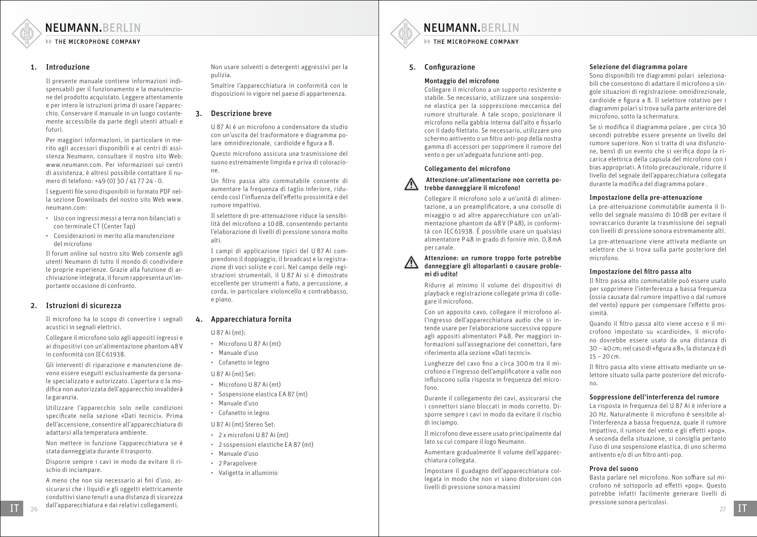## 1. Introduzione

Il presente manuale contiene informazioni indispensabili per il funzionamento e la manutenzione del prodotto acquistato. Leggere attentamente e per intero le istruzioni prima di usare l'apparecchio. Conservare il manuale in un luogo costantemente accessibile da parte degli utenti attuali e futuri.

Per maggiori informazioni, in particolare in merito agli accessori disponibili e ai centri di assistenza Neumann, consultare il nostro sito Web: www.neumann.com. Per informazioni sui centri di assistenza, è altresì possibile contattare il numero di telefono: +49 (0) 30 / 41 77 24 - 0.

I seguenti file sono disponibili in formato PDF nella sezione Downloads del nostro sito Web www.neumann.com:

- Uso con ingressi messi a terra non bilanciati o con terminale CT (Center Tap)
- Considerazioni in merito alla manutenzione del microfono

Il forum online sul nostro sito Web consente agli utenti Neumann di tutto il mondo di condividere le proprie esperienze. Grazie alla funzione di archiviazione integrata, il forum rappresenta un'importante occasione di confronto.

## 2. Istruzioni di sicurezza

Il microfono ha lo scopo di convertire i segnali acustici in segnali elettrici.

Collegare il microfono solo agli appositi ingressi e ai dispositivi con un'alimentazione phantom 48 V in conformità con IEC 61938.

Gli interventi di riparazione e manutenzione devono essere eseguiti esclusivamente da personale specializzato e autorizzato. L'apertura o la modifica non autorizzata dell'apparecchio invaliderà la garanzia.

Utilizzare l'apparecchio solo nelle condizioni specificate nella sezione «Dati tecnici». Prima dell'accensione, consentire all'apparecchiatura di adattarsi alla temperatura ambiente.

Non mettere in funzione l'apparecchiatura se è stata danneggiata durante il trasporto.

Disporre sempre i cavi in modo da evitare il rischio di inciampare.

A meno che non sia necessario ai fini d'uso, assicurarsi che i liquidi e gli oggetti elettricamente conduttivi siano tenuti a una distanza di sicurezza dall'apparecchiatura e dai relativi collegamenti.

Non usare solventi o detergenti aggressivi per la pulizia.

Smaltire l'apparecchiatura in conformità con le disposizioni in vigore nel paese di appartenenza.

## 3. Descrizione breve

U 87 Ai è un microfono a condensatore da studio con un'uscita del trasformatore e diagramma polare omnidirezionale, cardioide e figura a 8.

Questo microfono assicura una trasmissione del suono estremamente limpida e priva di colorazione.

Un filtro passa alto commutabile consente di aumentare la frequenza di taglio inferiore, riducendo così l'influenza dell'effetto prossimità e del rumore impattivo.

Il selettore di pre-attenuazione riduce la sensibilità del microfono a 10 dB, consentendo pertanto l'elaborazione di livelli di pressione sonora molto alti.

I campi di applicazione tipici del U 87 Ai comprendono il doppiaggio, il broadcast e la registrazione di voci soliste e cori. Nel campo delle registrazioni strumentali, il U 87 Ai si è dimostrato eccellente per strumenti a fiato, a percussione, a corda, in particolare violoncello e contrabbasso, e piano.

## 4. Apparecchiatura fornita

U 87 Ai (mt):

- Microfono U 87 Ai (mt)
- Manuale d'uso
- Cofanetto in legno

U 87 Ai (mt) Set:

- Microfono U 87 Ai (mt)
- Sospensione elastica EA 87 (mt)
- Manuale d'uso
- Cofanetto in legno

U 87 Ai (mt) Stereo Set:

- 2 x microfoni U 87 Ai (mt)
- 2 sospensioni elastiche EA 87 (mt)
- Manuale d'uso
- 2 Parapolvere
- Valigetta in alluminio

## 5. Configurazione

### Montaggio del microfono

Collegare il microfono a un supporto resistente e stabile. Se necessario, utilizzare una sospensione elastica per la soppressione meccanica del rumore strutturale. A tale scopo, posizionare il microfono nella gabbia interna dall'alto e fissarlo con il dado filettato. Se necessario, utilizzare uno schermo antivento o un filtro anti-pop della nostra gamma di accessori per sopprimere il rumore del vento o per un'adeguata funzione anti-pop.

### Collegamento del microfono

**Attenzione: un'alimentazione non corretta potrebbe danneggiare il microfono!**

Collegare il microfono solo a un'unità di alimentazione, a un preamplificatore, a una consolle di mixaggio o ad altre apparecchiature con un'alimentazione phantom da 48 V (P 48), in conformità con IEC 61938. È possibile usare un qualsiasi alimentatore P 48 in grado di fornire min. 0,8 mA per canale.

**Attenzione: un rumore troppo forte potrebbe danneggiare gli altoparlanti o causare problemi di udito!**

Ridurre al minimo il volume dei dispositivi di playback e registrazione collegate prima di collegare il microfono.

Con un apposito cavo, collegare il microfono all'ingresso dell'apparecchiatura audio che si intende usare per l'elaborazione successiva oppure agli appositi alimentatori P 48. Per maggiori informazioni sull'assegnazione dei connettori, fare riferimento alla sezione «Dati tecnici».

Lunghezze del cavo fino a circa 300 m tra il microfono e l'ingresso dell'amplificatore a valle non influiscono sulla risposta in frequenza del microfono.

Durante il collegamento dei cavi, assicurarsi che i connettori siano bloccati in modo corretto. Disporre sempre i cavi in modo da evitare il rischio di inciampo.

Il microfono deve essere usato principalmente dal lato su cui compare il logo Neumann.

Aumentare gradualmente il volume dell'apparecchiatura collegata.

Impostare il guadagno dell'apparecchiatura collegata in modo che non vi siano distorsioni con livelli di pressione sonora massimi

### Selezione del diagramma polare

Sono disponibili tre diagrammi polari selezionabili che consentono di adattare il microfono a singole situazioni di registrazione: omnidirezionale, cardioide e figura a 8. Il selettore rotativo per i diagrammi polari si trova sulla parte anteriore del microfono, sotto la schermatura.

Se si modifica il diagramma polare , per circa 30 secondi potrebbe essere presente un livello del rumore superiore. Non si tratta di una disfunzione, bensì di un evento che si verifica dopo la ricarica elettrica della capsula del microfono con i bias appropriati. A titolo precauzionale, ridurre il livello del segnale dell'apparecchiatura collegata durante la modifica del diagramma polare .

### Impostazione della pre-attenuazione

La pre-attenuazione commutabile aumenta il livello del segnale massimo di 10 dB per evitare il sovraccarico durante la trasmissione dei segnali con livelli di pressione sonora estremamente alti.

La pre-attenuazione viene attivata mediante un selettore che si trova sulla parte posteriore del microfono.

### Impostazione del filtro passa alto

Il filtro passa alto commutabile può essere usato per sopprimere l'interferenza a bassa frequenza (ossia causata dal rumore impattivo o dal rumore del vento) oppure per compensare l'effetto prossimità.

Quando il filtro passa alto viene acceso e il microfono impostato su «cardioide», il microfono dovrebbe essere usato da una distanza di 30 – 40 cm; nel caso di «figura a 8», la distanza è di 15 – 20 cm.

Il filtro passa alto viene attivato mediante un selettore situato sulla parte posteriore del microfono.

### Soppressione dell'interferenza del rumore

La risposta in frequenza del U 87 Ai è inferiore a 20 Hz. Naturalmente il microfono è sensibile all'interferenza a bassa frequenza, quale il rumore impattivo, il rumore del vento e gli effetti «pop». A seconda della situazione, si consiglia pertanto l'uso di una sospensione elastica, di uno schermo antivento e/o di un filtro anti-pop.

### Prova del suono

Basta parlare nel microfono. Non soffiare sul microfono né sottoporlo ad effetti «pop». Questo potrebbe infatti facilmente generare livelli di pressione sonora pericolosi.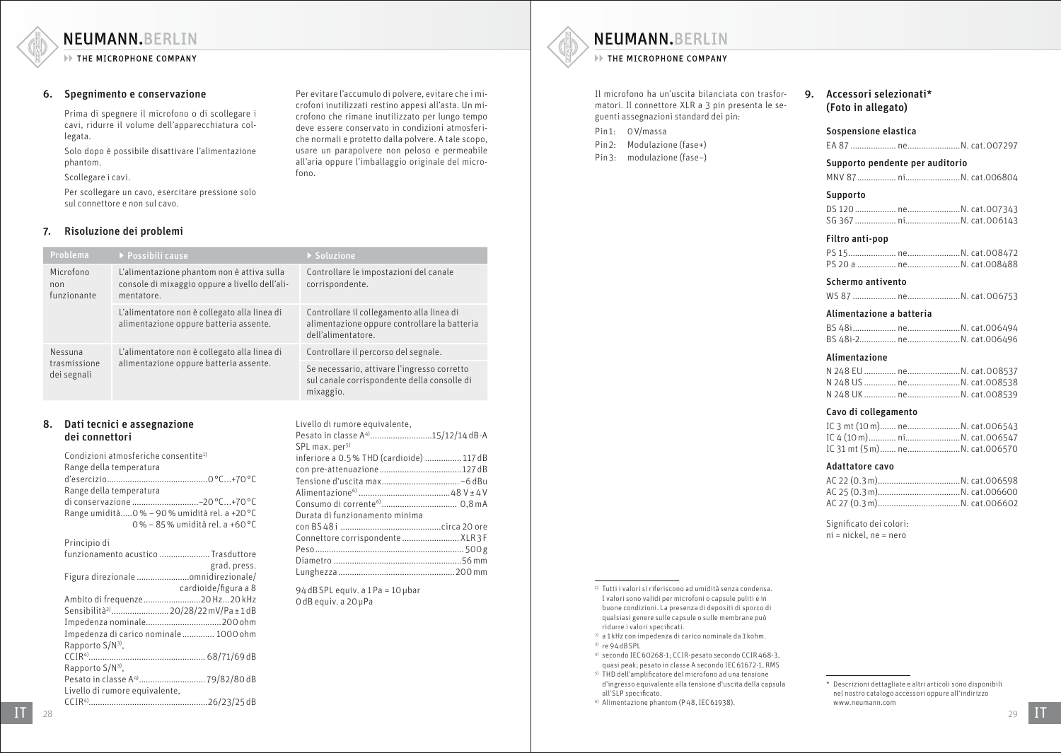## 6. Spegnimento e conservazione

Prima di spegnere il microfono o di scollegare i cavi, ridurre il volume dell'apparecchiatura collegata.

Solo dopo è possibile disattivare l'alimentazione phantom.

Scollegare i cavi.

Per scollegare un cavo, esercitare pressione solo sul connettore e non sul cavo.

Per evitare l'accumulo di polvere, evitare che i microfoni inutilizzati restino appesi all'asta. Un microfono che rimane inutilizzato per lungo tempo deve essere conservato in condizioni atmosferiche normali e protetto dalla polvere. A tale scopo, usare un parapolvere non peloso e permeabile all'aria oppure l'imballaggio originale del microfono.

## 7. Risoluzione dei problemi

| Problema | ▶ Possibili cause | ▶ Soluzione |
|---|---|---|
| Microfono non funzionante | L'alimentazione phantom non è attiva sulla console di mixaggio oppure a livello dell'alimentatore. | Controllare le impostazioni del canale corrispondente. |
| | L'alimentatore non è collegato alla linea di alimentazione oppure batteria assente. | Controllare il collegamento alla linea di alimentazione oppure controllare la batteria dell'alimentatore. |
| Nessuna trasmissione dei segnali | L'alimentatore non è collegato alla linea di alimentazione oppure batteria assente. | Controllare il percorso del segnale. |
| | | Se necessario, attivare l'ingresso corretto sul canale corrispondente della consolle di mixaggio. |

## 8. Dati tecnici e assegnazione dei connettori

Condizioni atmosferiche consentite[1]
Range della temperatura d'esercizio ............ 0 °C...+70 °C
Range della temperatura di conservazione ............ −20 °C...+70 °C
Range umidità ..... 0 % – 90 % umidità rel. a +20 °C
0 % – 85 % umidità rel. a +60 °C

Principio di funzionamento acustico ............ Trasduttore grad. press.
Figura direzionale ............ omnidirezionale/ cardioide/figura a 8
Ambito di frequenze ............ 20 Hz...20 kHz
Sensibilità[2] ............ 20/28/22 mV/Pa ± 1 dB
Impedenza nominale ............ 200 ohm
Impedenza di carico nominale ............ 1000 ohm
Rapporto S/N[3], CCIR[4] ............ 68/71/69 dB
Rapporto S/N[3], Pesato in classe A[4] ............ 79/82/80 dB
Livello di rumore equivalente, CCIR[4] ............ 26/23/25 dB
Livello di rumore equivalente, Pesato in classe A[4] ............ 15/12/14 dB-A
SPL max. per[5] inferiore a 0.5 % THD (cardioide) ............ 117 dB
con pre-attenuazione ............ 127 dB
Tensione d'uscita max ............ −6 dBu
Alimentazione[6] ............ 48 V ± 4 V
Consumo di corrente[6] ............ 0,8 mA
Durata di funzionamento minima con BS 48 i ............ circa 20 ore
Connettore corrispondente ............ XLR 3 F
Peso ............ 500 g
Diametro ............ 56 mm
Lunghezza ............ 200 mm

94 dB SPL equiv. a 1 Pa = 10 µbar
0 dB equiv. a 20 µPa

Il microfono ha un'uscita bilanciata con trasformatori. Il connettore XLR a 3 pin presenta le seguenti assegnazioni standard dei pin:

Pin 1: 0 V/massa
Pin 2: Modulazione (fase+)
Pin 3: modulazione (fase–)

---

[1] Tutti i valori si riferiscono ad umidità senza condensa. I valori sono validi per microfoni o capsule puliti e in buone condizioni. La presenza di depositi di sporco di qualsiasi genere sulle capsule o sulle membrane può ridurre i valori specificati.
[2] a 1 kHz con impedenza di carico nominale da 1 kohm.
[3] re 94 dB SPL
[4] secondo IEC 60268-1; CCIR-pesato secondo CCIR 468-3, quasi peak; pesato in classe A secondo IEC 61672-1, RMS
[5] THD dell'amplificatore del microfono ad una tensione d'ingresso equivalente alla tensione d'uscita della capsula all'SLP specificato.
[6] Alimentazione phantom (P 48, IEC 61938).

## 9. Accessori selezionati* (Foto in allegato)

### Sospensione elastica
EA 87 ............ ne ............ N. cat. 007297

### Supporto pendente per auditorio
MNV 87 ............ ni ............ N. cat. 006804

### Supporto
DS 120 ............ ne ............ N. cat. 007343
SG 367 ............ ni ............ N. cat. 006143

### Filtro anti-pop
PS 15 ............ ne ............ N. cat. 008472
PS 20 a ............ ne ............ N. cat. 008488

### Schermo antivento
WS 87 ............ ne ............ N. cat. 006753

### Alimentazione a batteria
BS 48i ............ ne ............ N. cat. 006494
BS 48i-2 ............ ne ............ N. cat. 006496

### Alimentazione
N 248 EU ............ ne ............ N. cat. 008537
N 248 US ............ ne ............ N. cat. 008538
N 248 UK ............ ne ............ N. cat. 008539

### Cavo di collegamento
IC 3 mt (10 m) ............ ne ............ N. cat. 006543
IC 4 (10 m) ............ ni ............ N. cat. 006547
IC 31 mt (5 m) ............ ne ............ N. cat. 006570

### Adattatore cavo
AC 22 (0.3 m) ............ N. cat. 006598
AC 25 (0.3 m) ............ N. cat. 006600
AC 27 (0.3 m) ............ N. cat. 006602

Significato dei colori:
ni = nickel, ne = nero

---

* Descrizioni dettagliate e altri articoli sono disponibili nel nostro catalogo accessori oppure all'indirizzo www.neumann.com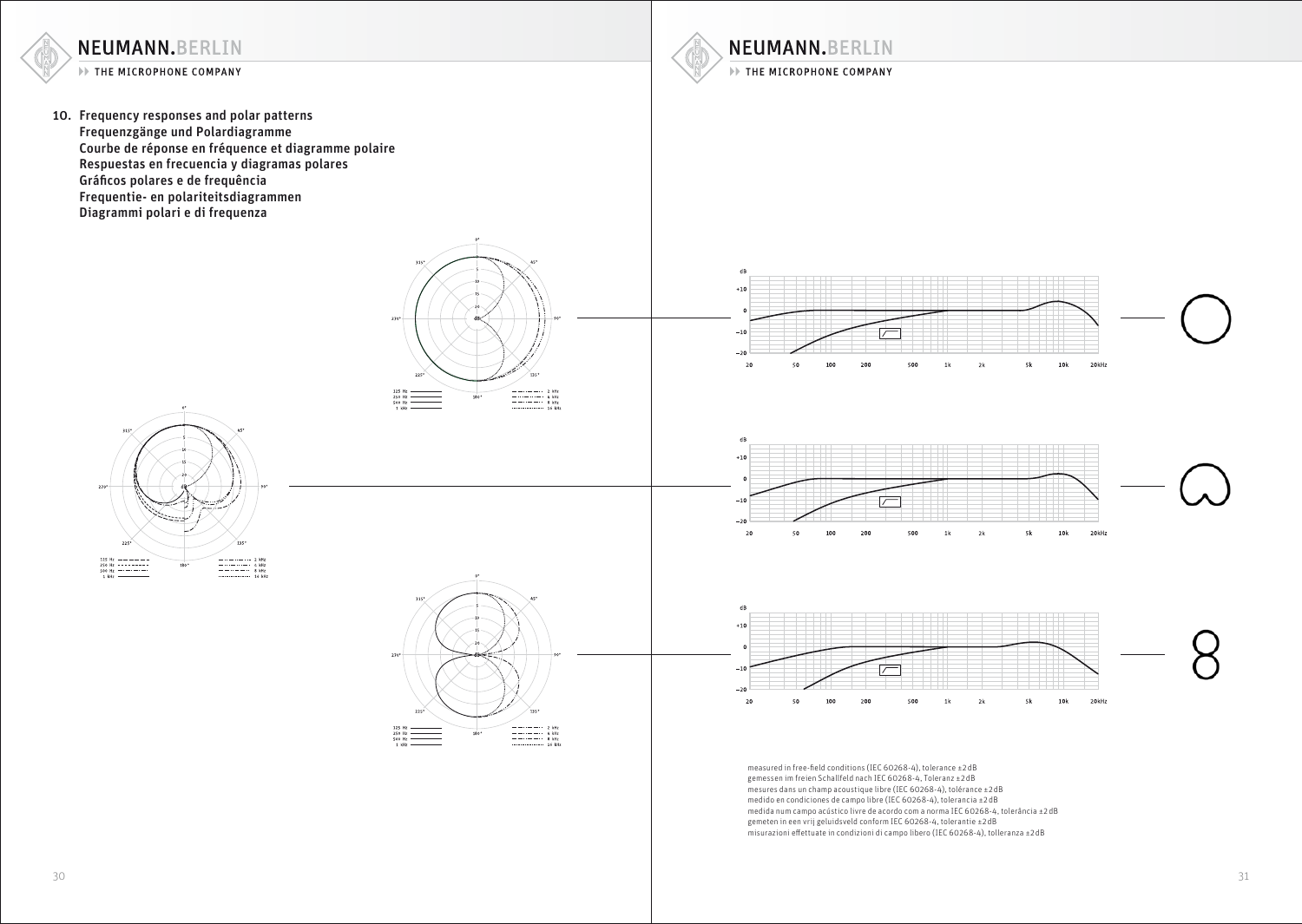## 10. Frequency responses and polar patterns
Frequenzgänge und Polardiagramme
Courbe de réponse en fréquence et diagramme polaire
Respuestas en frecuencia y diagramas polares
Gráficos polares e de frequência
Frequentie- en polariteitsdiagrammen
Diagrammi polari e di frequenza

0°
45°
90°
135°
180°
225°
270°
315°
5
10
15
20
dB
125 Hz
250 Hz
500 Hz
1 kHz
2 kHz
4 kHz
8 kHz
16 kHz

dB
+10
0
−10
−20
20
50
100
200
500
1k
2k
5k
10k
20kHz

measured in free-field conditions (IEC 60268-4), tolerance ±2 dB
gemessen im freien Schallfeld nach IEC 60268-4, Toleranz ±2 dB
mesures dans un champ acoustique libre (IEC 60268-4), tolérance ±2 dB
medido en condiciones de campo libre (IEC 60268-4), tolerancia ±2 dB
medida num campo acústico livre de acordo com a norma IEC 60268-4, tolerância ±2 dB
gemeten in een vrij geluidsveld conform IEC 60268-4, tolerantie ±2 dB
misurazioni effettuate in condizioni di campo libero (IEC 60268-4), tolleranza ±2 dB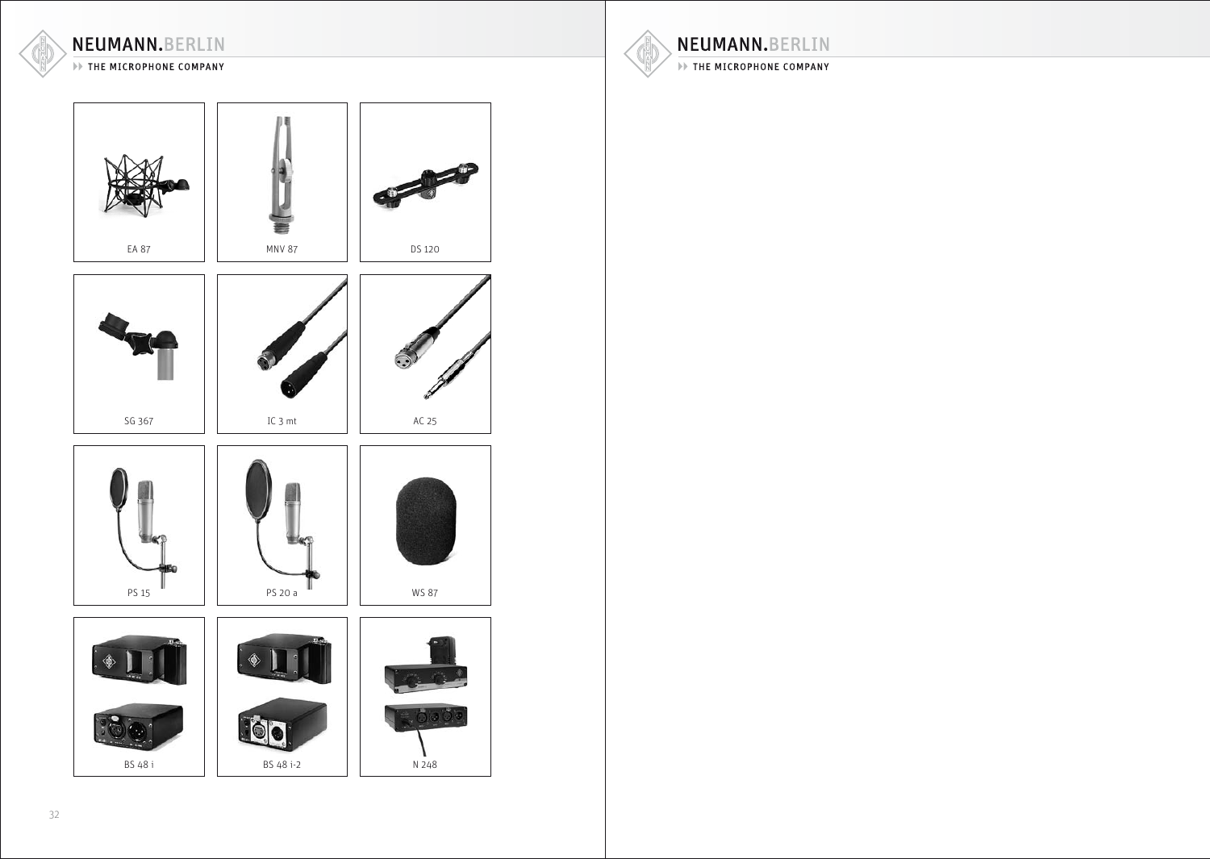EA 87

MNV 87

DS 120

SG 367

IC 3 mt

AC 25

PS 15

PS 20 a

WS 87

BS 48 i

BS 48 i-2

N 248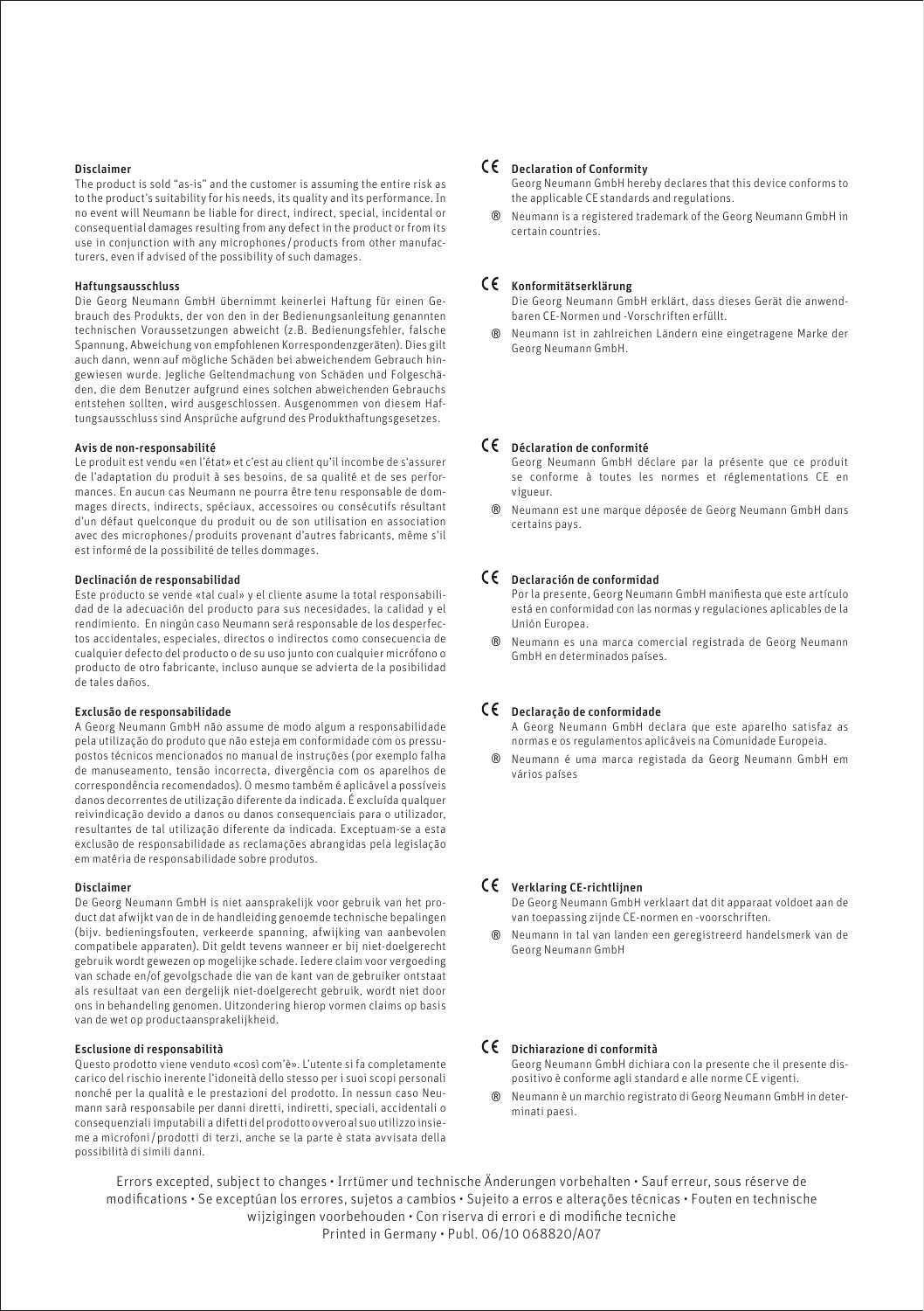#### Disclaimer

The product is sold "as-is" and the customer is assuming the entire risk as to the product's suitability for his needs, its quality and its performance. In no event will Neumann be liable for direct, indirect, special, incidental or consequential damages resulting from any defect in the product or from its use in conjunction with any microphones / products from other manufacturers, even if advised of the possibility of such damages.

#### Haftungsausschluss

Die Georg Neumann GmbH übernimmt keinerlei Haftung für einen Gebrauch des Produkts, der von den in der Bedienungsanleitung genannten technischen Voraussetzungen abweicht (z.B. Bedienungsfehler, falsche Spannung, Abweichung von empfohlenen Korrespondenzgeräten). Dies gilt auch dann, wenn auf mögliche Schäden bei abweichendem Gebrauch hingewiesen wurde. Jegliche Geltendmachung von Schäden und Folgeschäden, die dem Benutzer aufgrund eines solchen abweichenden Gebrauchs entstehen sollten, wird ausgeschlossen. Ausgenommen von diesem Haftungsausschluss sind Ansprüche aufgrund des Produkthaftungsgesetzes.

#### Avis de non-responsabilité

Le produit est vendu «en l'état» et c'est au client qu'il incombe de s'assurer de l'adaptation du produit à ses besoins, de sa qualité et de ses performances. En aucun cas Neumann ne pourra être tenu responsable de dommages directs, indirects, spéciaux, accessoires ou consécutifs résultant d'un défaut quelconque du produit ou de son utilisation en association avec des microphones / produits provenant d'autres fabricants, même s'il est informé de la possibilité de telles dommages.

#### Declinación de responsabilidad

Este producto se vende «tal cual» y el cliente asume la total responsabilidad de la adecuación del producto para sus necesidades, la calidad y el rendimiento. En ningún caso Neumann será responsable de los desperfectos accidentales, especiales, directos o indirectos como consecuencia de cualquier defecto del producto o de su uso junto con cualquier micrófono o producto de otro fabricante, incluso aunque se advierta de la posibilidad de tales daños.

#### Exclusão de responsabilidade

A Georg Neumann GmbH não assume de modo algum a responsabilidade pela utilização do produto que não esteja em conformidade com os pressupostos técnicos mencionados no manual de instruções (por exemplo falha de manuseamento, tensão incorrecta, divergência com os aparelhos de correspondência recomendados). O mesmo também é aplicável a possíveis danos decorrentes de utilização diferente da indicada. É excluída qualquer reivindicação devido a danos ou danos consequenciais para o utilizador, resultantes de tal utilização diferente da indicada. Exceptuam-se a esta exclusão de responsabilidade as reclamações abrangidas pela legislação em matéria de responsabilidade sobre produtos.

#### Disclaimer

De Georg Neumann GmbH is niet aansprakelijk voor gebruik van het product dat afwijkt van de in de handleiding genoemde technische bepalingen (bijv. bedieningsfouten, verkeerde spanning, afwijking van aanbevolen compatibele apparaten). Dit geldt tevens wanneer er bij niet-doelgerecht gebruik wordt gewezen op mogelijke schade. Iedere claim voor vergoeding van schade en/of gevolgschade die van de kant van de gebruiker ontstaat als resultaat van een dergelijk niet-doelgerecht gebruik, wordt niet door ons in behandeling genomen. Uitzondering hierop vormen claims op basis van de wet op productaansprakelijkheid.

#### Esclusione di responsabilità

Questo prodotto viene venduto «così com'è». L'utente si fa completamente carico del rischio inerente l'idoneità dello stesso per i suoi scopi personali nonché per la qualità e le prestazioni del prodotto. In nessun caso Neumann sarà responsabile per danni diretti, indiretti, speciali, accidentali o consequenziali imputabili a difetti del prodotto ovvero al suo utilizzo insieme a microfoni / prodotti di terzi, anche se la parte è stata avvisata della possibilità di simili danni.

#### CE Declaration of Conformity

Georg Neumann GmbH hereby declares that this device conforms to the applicable CE standards and regulations.

® Neumann is a registered trademark of the Georg Neumann GmbH in certain countries.

#### CE Konformitätserklärung

Die Georg Neumann GmbH erklärt, dass dieses Gerät die anwendbaren CE-Normen und -Vorschriften erfüllt.

® Neumann ist in zahlreichen Ländern eine eingetragene Marke der Georg Neumann GmbH.

#### CE Déclaration de conformité

Georg Neumann GmbH déclare par la présente que ce produit se conforme à toutes les normes et réglementations CE en vigueur.

® Neumann est une marque déposée de Georg Neumann GmbH dans certains pays.

#### CE Declaración de conformidad

Por la presente, Georg Neumann GmbH manifiesta que este artículo está en conformidad con las normas y regulaciones aplicables de la Unión Europea.

® Neumann es una marca comercial registrada de Georg Neumann GmbH en determinados países.

#### CE Declaração de conformidade

A Georg Neumann GmbH declara que este aparelho satisfaz as normas e os regulamentos aplicáveis na Comunidade Europeia.

® Neumann é uma marca registada da Georg Neumann GmbH em vários países

#### CE Verklaring CE-richtlijnen

De Georg Neumann GmbH verklaart dat dit apparaat voldoet aan de van toepassing zijnde CE-normen en -voorschriften.

® Neumann in tal van landen een geregistreerd handelsmerk van de Georg Neumann GmbH

#### CE Dichiarazione di conformità

Georg Neumann GmbH dichiara con la presente che il presente dispositivo è conforme agli standard e alle norme CE vigenti.

® Neumann è un marchio registrato di Georg Neumann GmbH in determinati paesi.

Errors excepted, subject to changes • Irrtümer und technische Änderungen vorbehalten • Sauf erreur, sous réserve de modifications • Se exceptúan los errores, sujetos a cambios • Sujeito a erros e alterações técnicas • Fouten en technische wijzigingen voorbehouden • Con riserva di errori e di modifiche tecniche

Printed in Germany • Publ. 06/10 068820/A07